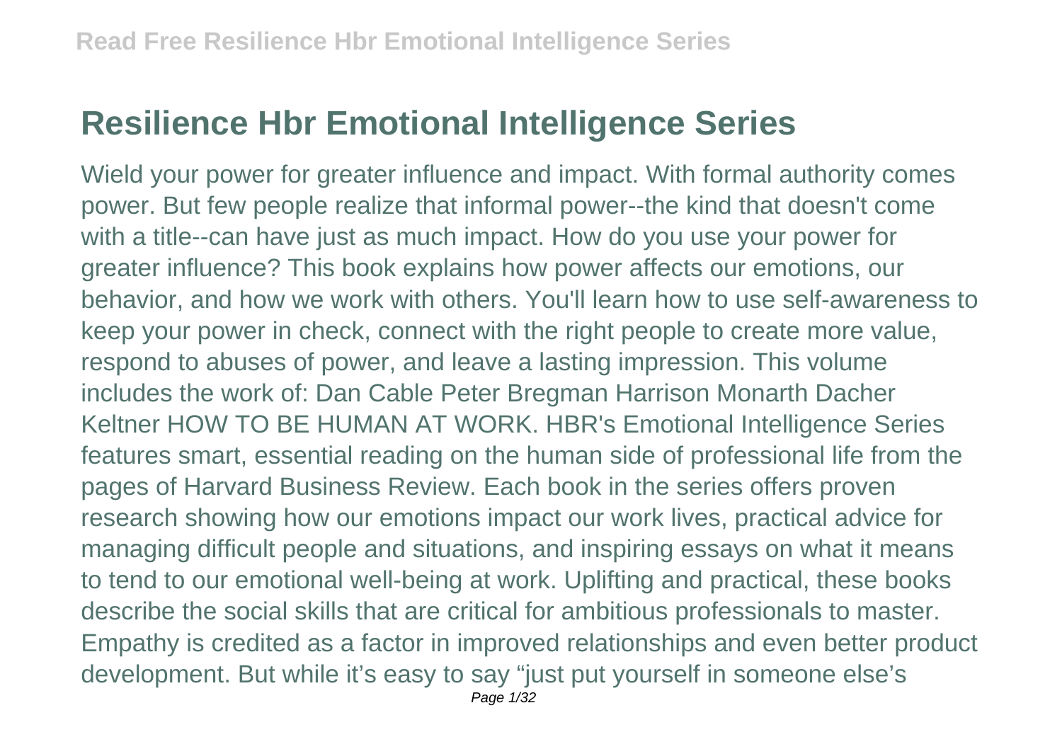# Resilience Hbr Emotional Intelligence Series

Wield your power for greater influence and impact. With formal authority comes power. But few people realize that informal power--the kind that doesn't come with a title--can have just as much impact. How do you use your power for greater influence? This book explains how power affects our emotions, our behavior, and how we work with others. You'll learn how to use self-awareness to keep your power in check, connect with the right people to create more value, respond to abuses of power, and leave a lasting impression. This volume includes the work of: Dan Cable Peter Bregman Harrison Monarth Dacher Keltner HOW TO BE HUMAN AT WORK. HBR's Emotional Intelligence Series features smart, essential reading on the human side of professional life from the pages of Harvard Business Review. Each book in the series offers proven research showing how our emotions impact our work lives, practical advice for managing difficult people and situations, and inspiring essays on what it means to tend to our emotional well-being at work. Uplifting and practical, these books describe the social skills that are critical for ambitious professionals to master. Empathy is credited as a factor in improved relationships and even better product development. But while it's easy to say "just put yourself in someone else's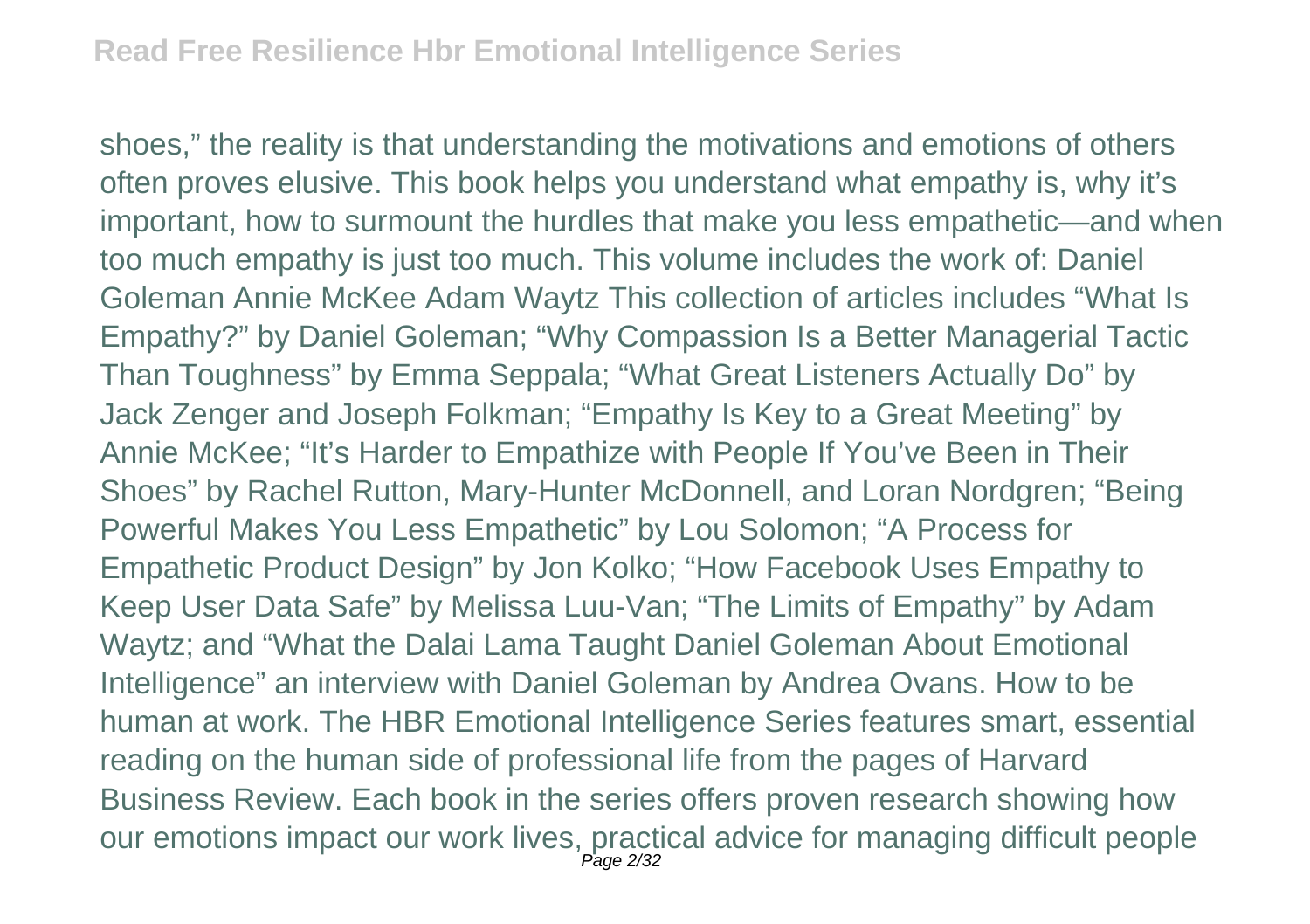shoes," the reality is that understanding the motivations and emotions of others often proves elusive. This book helps you understand what empathy is, why it's important, how to surmount the hurdles that make you less empathetic—and when too much empathy is just too much. This volume includes the work of: Daniel Goleman Annie McKee Adam Waytz This collection of articles includes "What Is Empathy?" by Daniel Goleman; "Why Compassion Is a Better Managerial Tactic Than Toughness" by Emma Seppala; "What Great Listeners Actually Do" by Jack Zenger and Joseph Folkman; "Empathy Is Key to a Great Meeting" by Annie McKee; "It's Harder to Empathize with People If You've Been in Their Shoes" by Rachel Rutton, Mary-Hunter McDonnell, and Loran Nordgren; "Being Powerful Makes You Less Empathetic" by Lou Solomon; "A Process for Empathetic Product Design" by Jon Kolko; "How Facebook Uses Empathy to Keep User Data Safe" by Melissa Luu-Van; "The Limits of Empathy" by Adam Waytz; and "What the Dalai Lama Taught Daniel Goleman About Emotional Intelligence" an interview with Daniel Goleman by Andrea Ovans. How to be human at work. The HBR Emotional Intelligence Series features smart, essential reading on the human side of professional life from the pages of Harvard Business Review. Each book in the series offers proven research showing how our emotions impact our work lives, practical advice for managing difficult people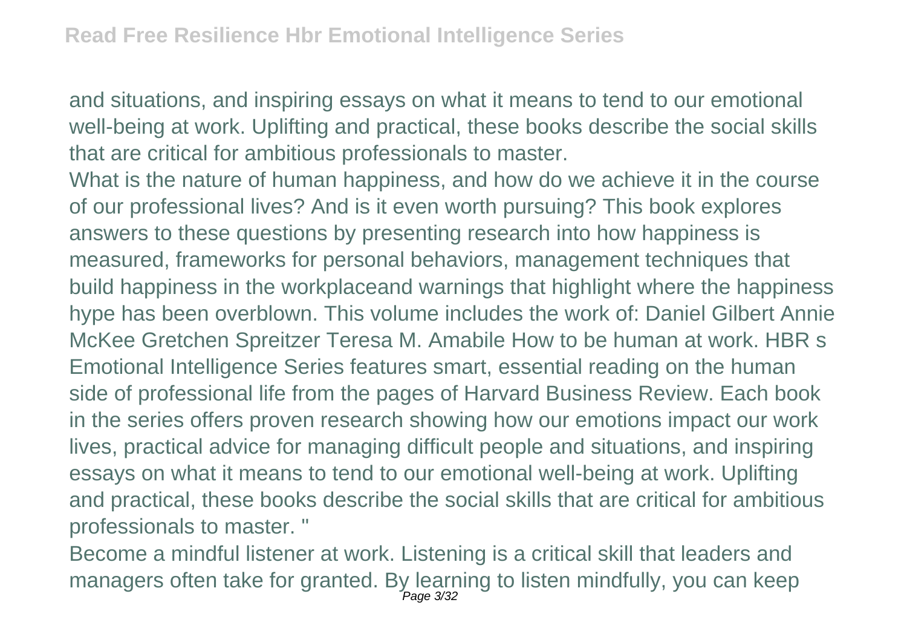and situations, and inspiring essays on what it means to tend to our emotional well-being at work. Uplifting and practical, these books describe the social skills that are critical for ambitious professionals to master.

What is the nature of human happiness, and how do we achieve it in the course of our professional lives? And is it even worth pursuing? This book explores answers to these questions by presenting research into how happiness is measured, frameworks for personal behaviors, management techniques that build happiness in the workplaceand warnings that highlight where the happiness hype has been overblown. This volume includes the work of: Daniel Gilbert Annie McKee Gretchen Spreitzer Teresa M. Amabile How to be human at work. HBR s Emotional Intelligence Series features smart, essential reading on the human side of professional life from the pages of Harvard Business Review. Each book in the series offers proven research showing how our emotions impact our work lives, practical advice for managing difficult people and situations, and inspiring essays on what it means to tend to our emotional well-being at work. Uplifting and practical, these books describe the social skills that are critical for ambitious professionals to master. "

Become a mindful listener at work. Listening is a critical skill that leaders and managers often take for granted. By learning to listen mindfully, you can keep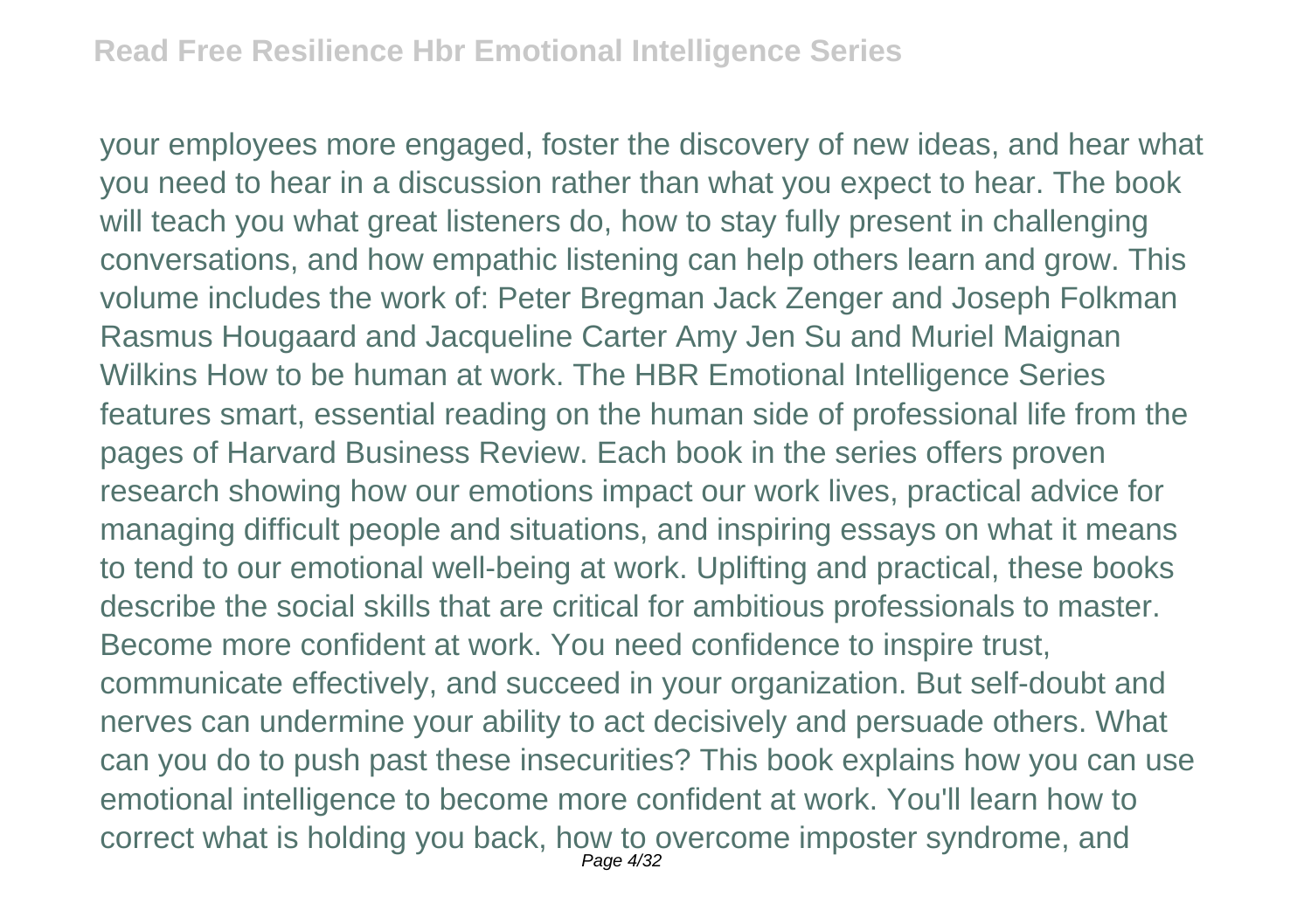your employees more engaged, foster the discovery of new ideas, and hear what you need to hear in a discussion rather than what you expect to hear. The book will teach you what great listeners do, how to stay fully present in challenging conversations, and how empathic listening can help others learn and grow. This volume includes the work of: Peter Bregman Jack Zenger and Joseph Folkman Rasmus Hougaard and Jacqueline Carter Amy Jen Su and Muriel Maignan Wilkins How to be human at work. The HBR Emotional Intelligence Series features smart, essential reading on the human side of professional life from the pages of Harvard Business Review. Each book in the series offers proven research showing how our emotions impact our work lives, practical advice for managing difficult people and situations, and inspiring essays on what it means to tend to our emotional well-being at work. Uplifting and practical, these books describe the social skills that are critical for ambitious professionals to master. Become more confident at work. You need confidence to inspire trust, communicate effectively, and succeed in your organization. But self-doubt and nerves can undermine your ability to act decisively and persuade others. What can you do to push past these insecurities? This book explains how you can use emotional intelligence to become more confident at work. You'll learn how to correct what is holding you back, how to overcome imposter syndrome, and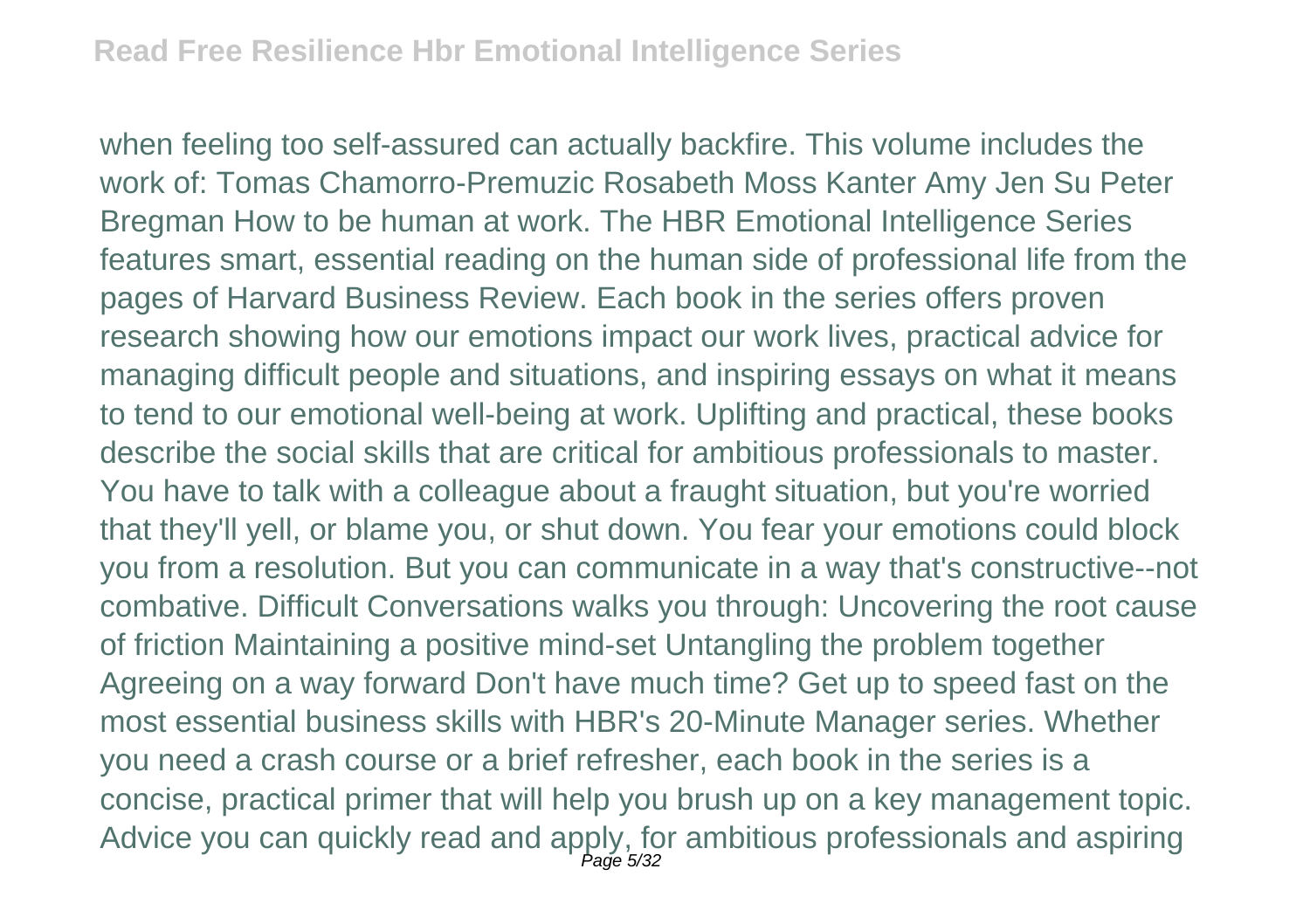when feeling too self-assured can actually backfire. This volume includes the work of: Tomas Chamorro-Premuzic Rosabeth Moss Kanter Amy Jen Su Peter Bregman How to be human at work. The HBR Emotional Intelligence Series features smart, essential reading on the human side of professional life from the pages of Harvard Business Review. Each book in the series offers proven research showing how our emotions impact our work lives, practical advice for managing difficult people and situations, and inspiring essays on what it means to tend to our emotional well-being at work. Uplifting and practical, these books describe the social skills that are critical for ambitious professionals to master. You have to talk with a colleague about a fraught situation, but you're worried that they'll yell, or blame you, or shut down. You fear your emotions could block you from a resolution. But you can communicate in a way that's constructive--not combative. Difficult Conversations walks you through: Uncovering the root cause of friction Maintaining a positive mind-set Untangling the problem together Agreeing on a way forward Don't have much time? Get up to speed fast on the most essential business skills with HBR's 20-Minute Manager series. Whether you need a crash course or a brief refresher, each book in the series is a concise, practical primer that will help you brush up on a key management topic. Advice you can quickly read and apply, for ambitious professionals and aspiring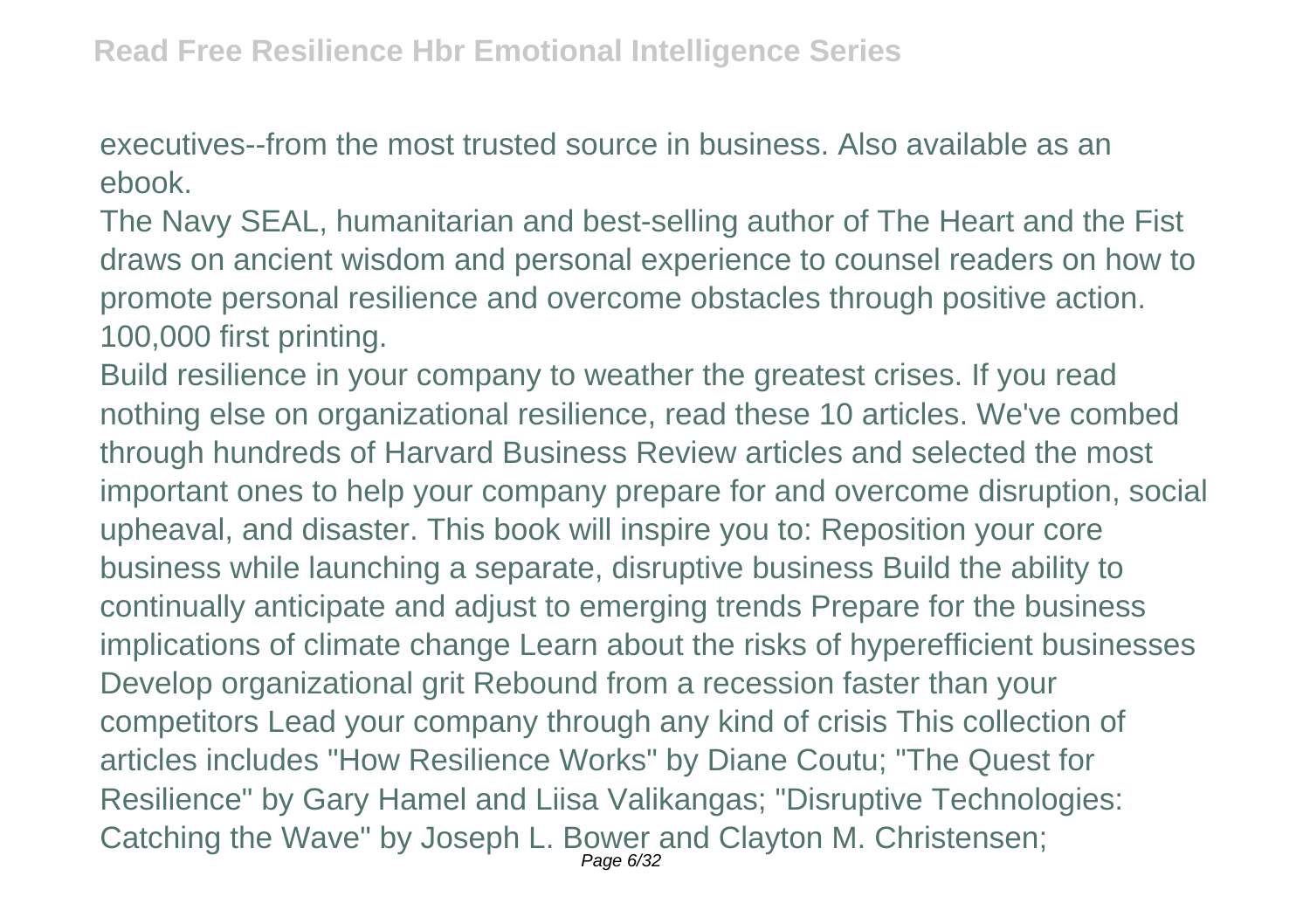executives--from the most trusted source in business. Also available as an ebook.

The Navy SEAL, humanitarian and best-selling author of The Heart and the Fist draws on ancient wisdom and personal experience to counsel readers on how to promote personal resilience and overcome obstacles through positive action. 100,000 first printing.

Build resilience in your company to weather the greatest crises. If you read nothing else on organizational resilience, read these 10 articles. We've combed through hundreds of Harvard Business Review articles and selected the most important ones to help your company prepare for and overcome disruption, social upheaval, and disaster. This book will inspire you to: Reposition your core business while launching a separate, disruptive business Build the ability to continually anticipate and adjust to emerging trends Prepare for the business implications of climate change Learn about the risks of hyperefficient businesses Develop organizational grit Rebound from a recession faster than your competitors Lead your company through any kind of crisis This collection of articles includes "How Resilience Works" by Diane Coutu; "The Quest for Resilience" by Gary Hamel and Liisa Valikangas; "Disruptive Technologies: Catching the Wave" by Joseph L. Bower and Clayton M. Christensen;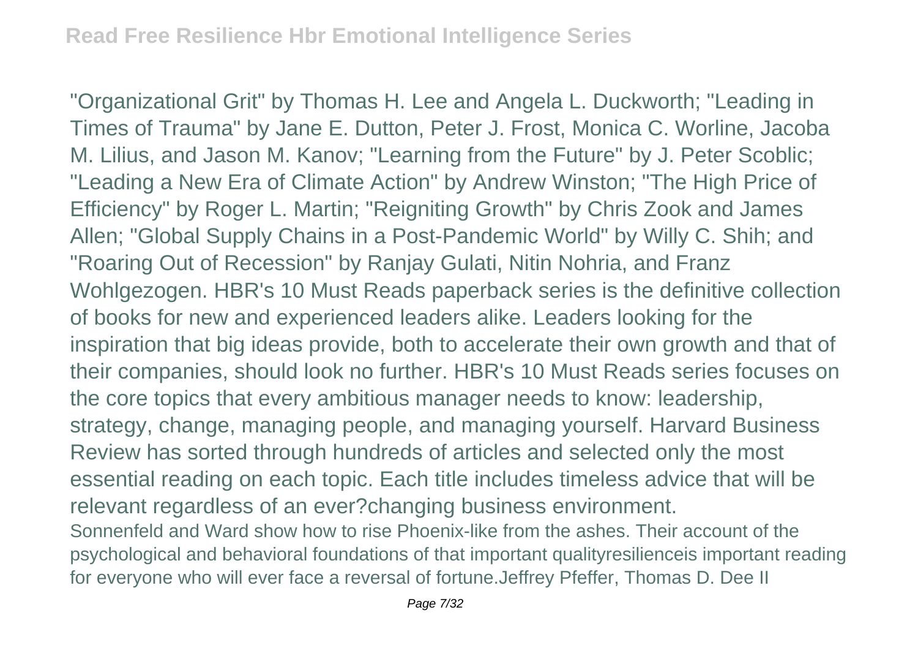"Organizational Grit" by Thomas H. Lee and Angela L. Duckworth; "Leading in Times of Trauma" by Jane E. Dutton, Peter J. Frost, Monica C. Worline, Jacoba M. Lilius, and Jason M. Kanov; "Learning from the Future" by J. Peter Scoblic; "Leading a New Era of Climate Action" by Andrew Winston; "The High Price of Efficiency" by Roger L. Martin; "Reigniting Growth" by Chris Zook and James Allen; "Global Supply Chains in a Post-Pandemic World" by Willy C. Shih; and "Roaring Out of Recession" by Ranjay Gulati, Nitin Nohria, and Franz Wohlgezogen. HBR's 10 Must Reads paperback series is the definitive collection of books for new and experienced leaders alike. Leaders looking for the inspiration that big ideas provide, both to accelerate their own growth and that of their companies, should look no further. HBR's 10 Must Reads series focuses on the core topics that every ambitious manager needs to know: leadership, strategy, change, managing people, and managing yourself. Harvard Business Review has sorted through hundreds of articles and selected only the most essential reading on each topic. Each title includes timeless advice that will be relevant regardless of an ever?changing business environment.

Sonnenfeld and Ward show how to rise Phoenix-like from the ashes. Their account of the psychological and behavioral foundations of that important qualityresilienceis important reading for everyone who will ever face a reversal of fortune.Jeffrey Pfeffer, Thomas D. Dee II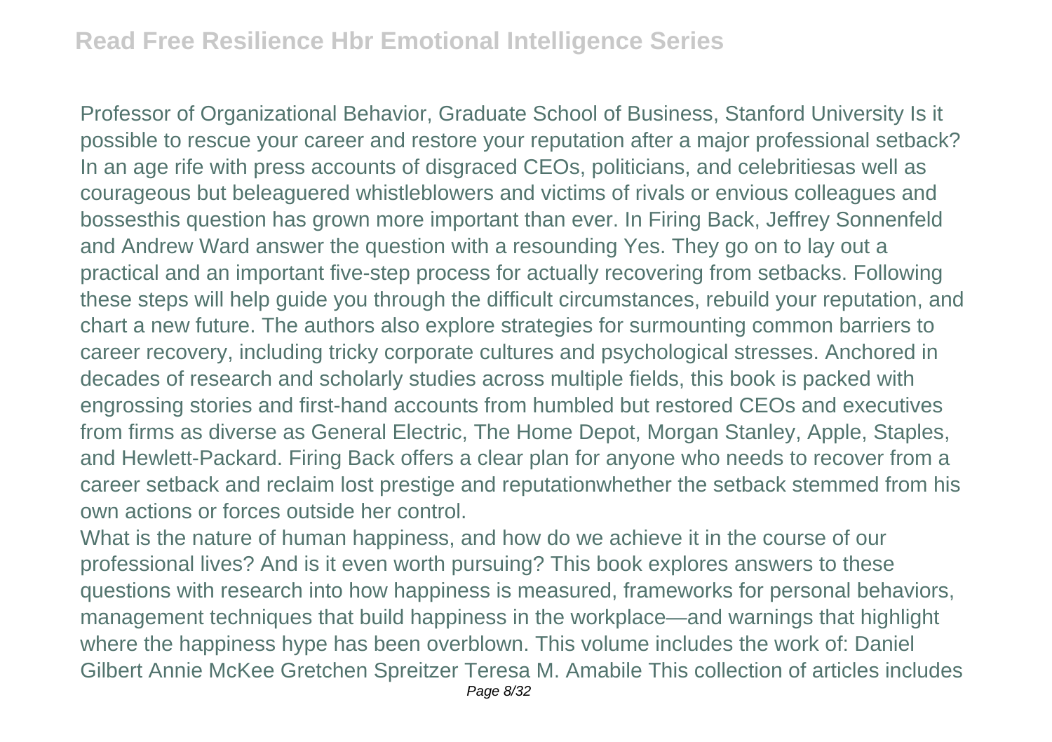Professor of Organizational Behavior, Graduate School of Business, Stanford University Is it possible to rescue your career and restore your reputation after a major professional setback? In an age rife with press accounts of disgraced CEOs, politicians, and celebritiesas well as courageous but beleaguered whistleblowers and victims of rivals or envious colleagues and bossesthis question has grown more important than ever. In Firing Back, Jeffrey Sonnenfeld and Andrew Ward answer the question with a resounding Yes. They go on to lay out a practical and an important five-step process for actually recovering from setbacks. Following these steps will help guide you through the difficult circumstances, rebuild your reputation, and chart a new future. The authors also explore strategies for surmounting common barriers to career recovery, including tricky corporate cultures and psychological stresses. Anchored in decades of research and scholarly studies across multiple fields, this book is packed with engrossing stories and first-hand accounts from humbled but restored CEOs and executives from firms as diverse as General Electric, The Home Depot, Morgan Stanley, Apple, Staples, and Hewlett-Packard. Firing Back offers a clear plan for anyone who needs to recover from a career setback and reclaim lost prestige and reputationwhether the setback stemmed from his own actions or forces outside her control.

What is the nature of human happiness, and how do we achieve it in the course of our professional lives? And is it even worth pursuing? This book explores answers to these questions with research into how happiness is measured, frameworks for personal behaviors, management techniques that build happiness in the workplace—and warnings that highlight where the happiness hype has been overblown. This volume includes the work of: Daniel Gilbert Annie McKee Gretchen Spreitzer Teresa M. Amabile This collection of articles includes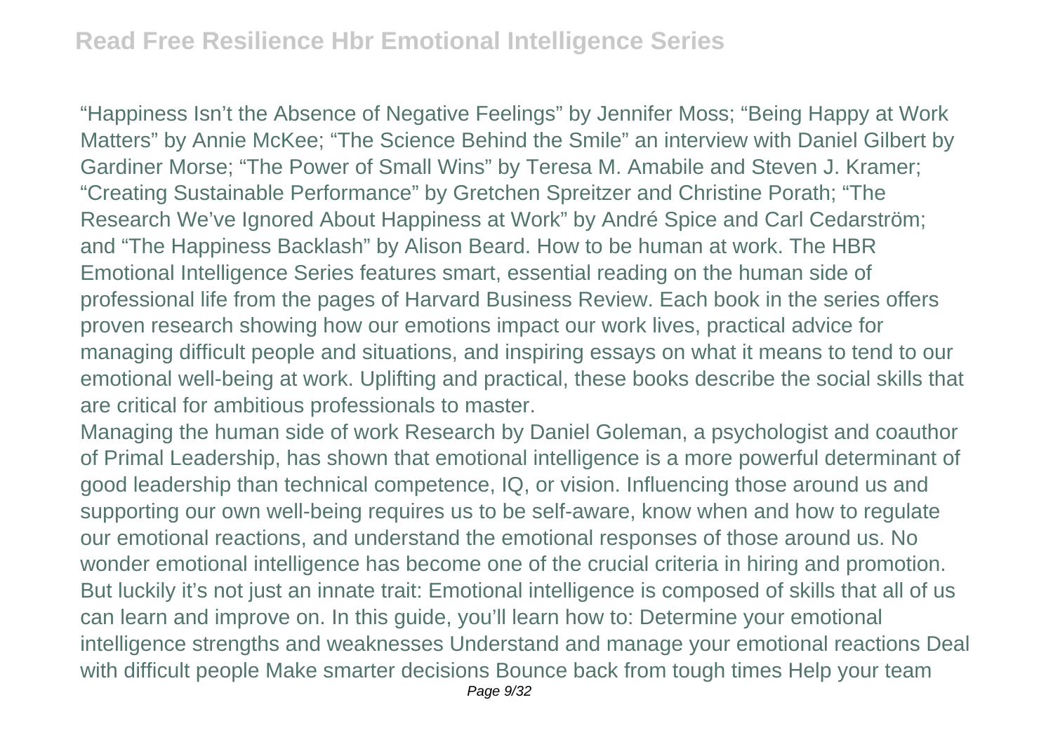"Happiness Isn't the Absence of Negative Feelings" by Jennifer Moss; "Being Happy at Work Matters" by Annie McKee; "The Science Behind the Smile" an interview with Daniel Gilbert by Gardiner Morse; "The Power of Small Wins" by Teresa M. Amabile and Steven J. Kramer; "Creating Sustainable Performance" by Gretchen Spreitzer and Christine Porath; "The Research We've Ignored About Happiness at Work" by André Spice and Carl Cedarström; and "The Happiness Backlash" by Alison Beard. How to be human at work. The HBR Emotional Intelligence Series features smart, essential reading on the human side of professional life from the pages of Harvard Business Review. Each book in the series offers proven research showing how our emotions impact our work lives, practical advice for managing difficult people and situations, and inspiring essays on what it means to tend to our emotional well-being at work. Uplifting and practical, these books describe the social skills that are critical for ambitious professionals to master.

Managing the human side of work Research by Daniel Goleman, a psychologist and coauthor of Primal Leadership, has shown that emotional intelligence is a more powerful determinant of good leadership than technical competence, IQ, or vision. Influencing those around us and supporting our own well-being requires us to be self-aware, know when and how to regulate our emotional reactions, and understand the emotional responses of those around us. No wonder emotional intelligence has become one of the crucial criteria in hiring and promotion. But luckily it's not just an innate trait: Emotional intelligence is composed of skills that all of us can learn and improve on. In this guide, you'll learn how to: Determine your emotional intelligence strengths and weaknesses Understand and manage your emotional reactions Deal with difficult people Make smarter decisions Bounce back from tough times Help your team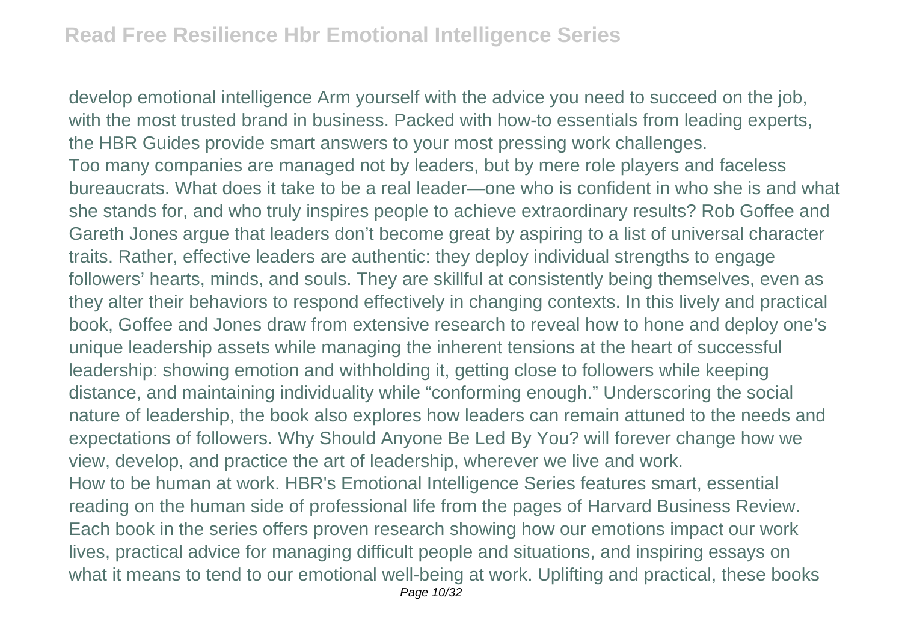develop emotional intelligence Arm yourself with the advice you need to succeed on the job, with the most trusted brand in business. Packed with how-to essentials from leading experts, the HBR Guides provide smart answers to your most pressing work challenges.

Too many companies are managed not by leaders, but by mere role players and faceless bureaucrats. What does it take to be a real leader—one who is confident in who she is and what she stands for, and who truly inspires people to achieve extraordinary results? Rob Goffee and Gareth Jones argue that leaders don't become great by aspiring to a list of universal character traits. Rather, effective leaders are authentic: they deploy individual strengths to engage followers' hearts, minds, and souls. They are skillful at consistently being themselves, even as they alter their behaviors to respond effectively in changing contexts. In this lively and practical book, Goffee and Jones draw from extensive research to reveal how to hone and deploy one's unique leadership assets while managing the inherent tensions at the heart of successful leadership: showing emotion and withholding it, getting close to followers while keeping distance, and maintaining individuality while "conforming enough." Underscoring the social nature of leadership, the book also explores how leaders can remain attuned to the needs and expectations of followers. Why Should Anyone Be Led By You? will forever change how we view, develop, and practice the art of leadership, wherever we live and work.

How to be human at work. HBR's Emotional Intelligence Series features smart, essential reading on the human side of professional life from the pages of Harvard Business Review. Each book in the series offers proven research showing how our emotions impact our work lives, practical advice for managing difficult people and situations, and inspiring essays on what it means to tend to our emotional well-being at work. Uplifting and practical, these books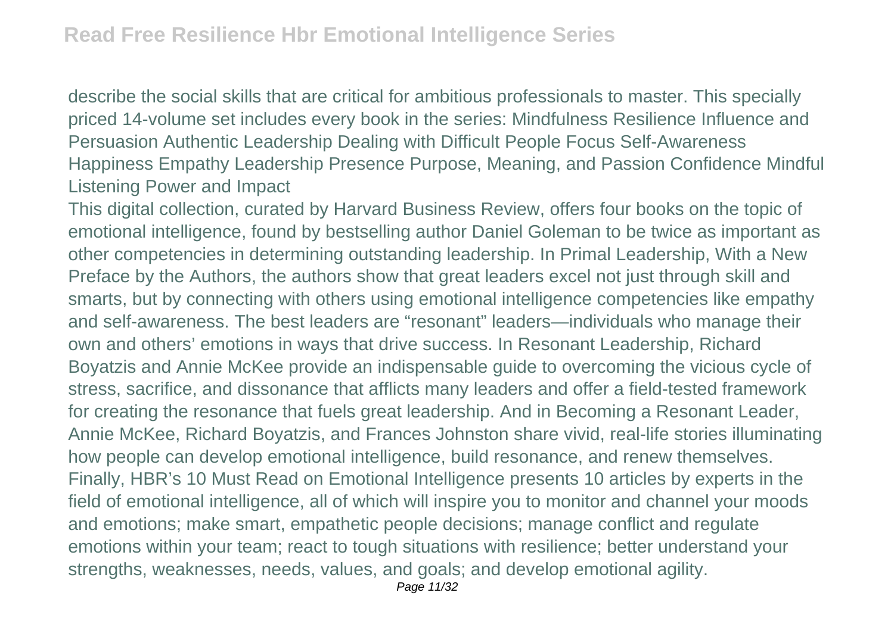describe the social skills that are critical for ambitious professionals to master. This specially priced 14-volume set includes every book in the series: Mindfulness Resilience Influence and Persuasion Authentic Leadership Dealing with Difficult People Focus Self-Awareness Happiness Empathy Leadership Presence Purpose, Meaning, and Passion Confidence Mindful Listening Power and Impact

This digital collection, curated by Harvard Business Review, offers four books on the topic of emotional intelligence, found by bestselling author Daniel Goleman to be twice as important as other competencies in determining outstanding leadership. In Primal Leadership, With a New Preface by the Authors, the authors show that great leaders excel not just through skill and smarts, but by connecting with others using emotional intelligence competencies like empathy and self-awareness. The best leaders are “resonant” leaders—individuals who manage their own and others’ emotions in ways that drive success. In Resonant Leadership, Richard Boyatzis and Annie McKee provide an indispensable guide to overcoming the vicious cycle of stress, sacrifice, and dissonance that afflicts many leaders and offer a field-tested framework for creating the resonance that fuels great leadership. And in Becoming a Resonant Leader, Annie McKee, Richard Boyatzis, and Frances Johnston share vivid, real-life stories illuminating how people can develop emotional intelligence, build resonance, and renew themselves. Finally, HBR’s 10 Must Read on Emotional Intelligence presents 10 articles by experts in the field of emotional intelligence, all of which will inspire you to monitor and channel your moods and emotions; make smart, empathetic people decisions; manage conflict and regulate emotions within your team; react to tough situations with resilience; better understand your strengths, weaknesses, needs, values, and goals; and develop emotional agility.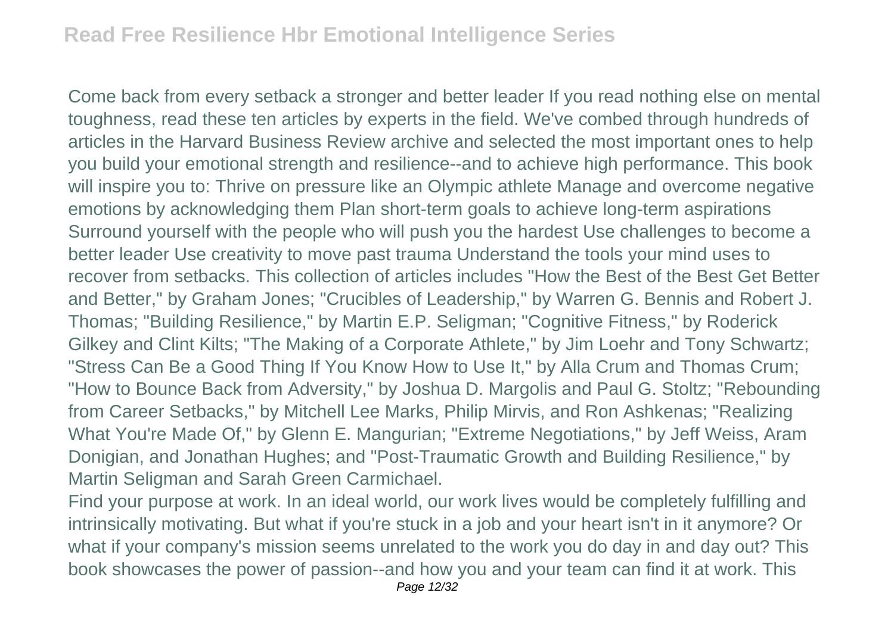Come back from every setback a stronger and better leader If you read nothing else on mental toughness, read these ten articles by experts in the field. We've combed through hundreds of articles in the Harvard Business Review archive and selected the most important ones to help you build your emotional strength and resilience--and to achieve high performance. This book will inspire you to: Thrive on pressure like an Olympic athlete Manage and overcome negative emotions by acknowledging them Plan short-term goals to achieve long-term aspirations Surround yourself with the people who will push you the hardest Use challenges to become a better leader Use creativity to move past trauma Understand the tools your mind uses to recover from setbacks. This collection of articles includes "How the Best of the Best Get Better and Better," by Graham Jones; "Crucibles of Leadership," by Warren G. Bennis and Robert J. Thomas; "Building Resilience," by Martin E.P. Seligman; "Cognitive Fitness," by Roderick Gilkey and Clint Kilts; "The Making of a Corporate Athlete," by Jim Loehr and Tony Schwartz; "Stress Can Be a Good Thing If You Know How to Use It," by Alla Crum and Thomas Crum; "How to Bounce Back from Adversity," by Joshua D. Margolis and Paul G. Stoltz; "Rebounding from Career Setbacks," by Mitchell Lee Marks, Philip Mirvis, and Ron Ashkenas; "Realizing What You're Made Of," by Glenn E. Mangurian; "Extreme Negotiations," by Jeff Weiss, Aram Donigian, and Jonathan Hughes; and "Post-Traumatic Growth and Building Resilience," by Martin Seligman and Sarah Green Carmichael.

Find your purpose at work. In an ideal world, our work lives would be completely fulfilling and intrinsically motivating. But what if you're stuck in a job and your heart isn't in it anymore? Or what if your company's mission seems unrelated to the work you do day in and day out? This book showcases the power of passion--and how you and your team can find it at work. This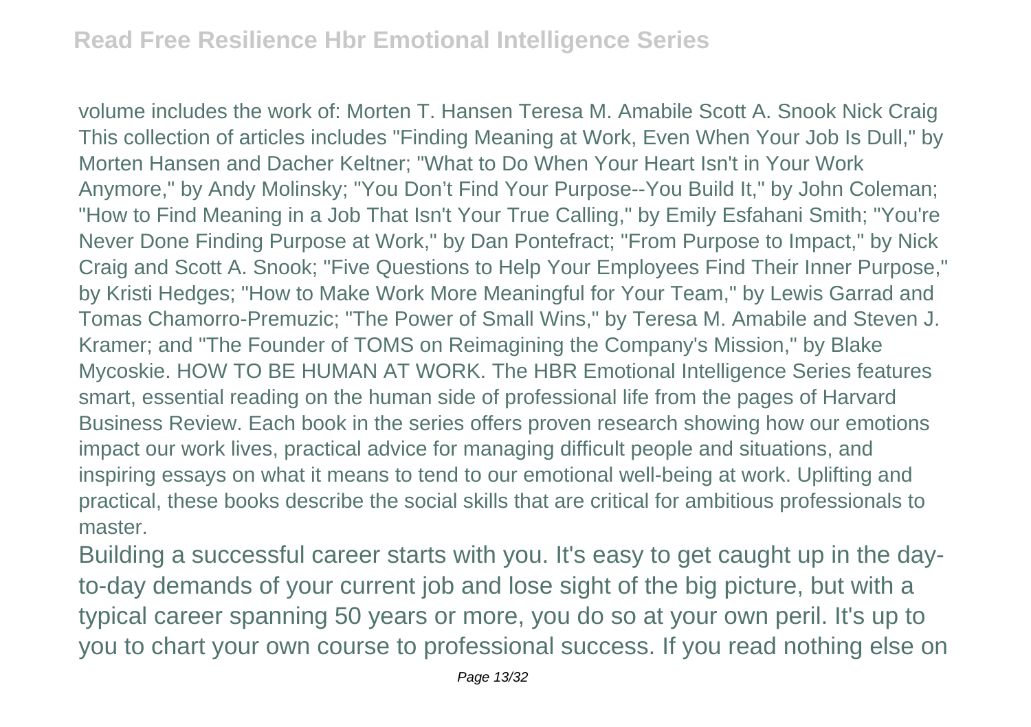volume includes the work of: Morten T. Hansen Teresa M. Amabile Scott A. Snook Nick Craig This collection of articles includes "Finding Meaning at Work, Even When Your Job Is Dull," by Morten Hansen and Dacher Keltner; "What to Do When Your Heart Isn't in Your Work Anymore," by Andy Molinsky; "You Don't Find Your Purpose--You Build It," by John Coleman; "How to Find Meaning in a Job That Isn't Your True Calling," by Emily Esfahani Smith; "You're Never Done Finding Purpose at Work," by Dan Pontefract; "From Purpose to Impact," by Nick Craig and Scott A. Snook; "Five Questions to Help Your Employees Find Their Inner Purpose," by Kristi Hedges; "How to Make Work More Meaningful for Your Team," by Lewis Garrad and Tomas Chamorro-Premuzic; "The Power of Small Wins," by Teresa M. Amabile and Steven J. Kramer; and "The Founder of TOMS on Reimagining the Company's Mission," by Blake Mycoskie. HOW TO BE HUMAN AT WORK. The HBR Emotional Intelligence Series features smart, essential reading on the human side of professional life from the pages of Harvard Business Review. Each book in the series offers proven research showing how our emotions impact our work lives, practical advice for managing difficult people and situations, and inspiring essays on what it means to tend to our emotional well-being at work. Uplifting and practical, these books describe the social skills that are critical for ambitious professionals to master.

Building a successful career starts with you. It's easy to get caught up in the day-to-day demands of your current job and lose sight of the big picture, but with a typical career spanning 50 years or more, you do so at your own peril. It's up to you to chart your own course to professional success. If you read nothing else on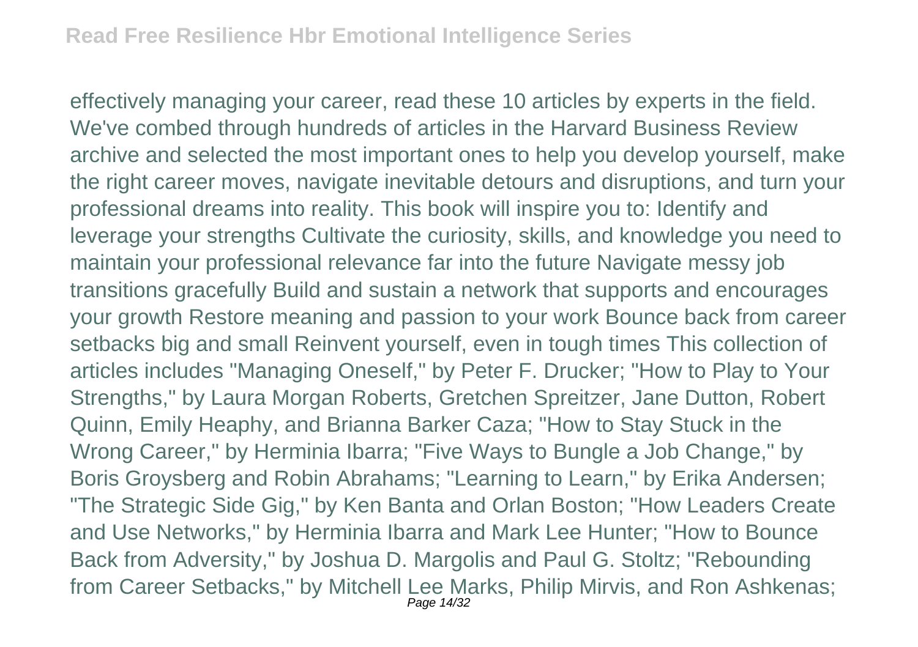effectively managing your career, read these 10 articles by experts in the field. We've combed through hundreds of articles in the Harvard Business Review archive and selected the most important ones to help you develop yourself, make the right career moves, navigate inevitable detours and disruptions, and turn your professional dreams into reality. This book will inspire you to: Identify and leverage your strengths Cultivate the curiosity, skills, and knowledge you need to maintain your professional relevance far into the future Navigate messy job transitions gracefully Build and sustain a network that supports and encourages your growth Restore meaning and passion to your work Bounce back from career setbacks big and small Reinvent yourself, even in tough times This collection of articles includes "Managing Oneself," by Peter F. Drucker; "How to Play to Your Strengths," by Laura Morgan Roberts, Gretchen Spreitzer, Jane Dutton, Robert Quinn, Emily Heaphy, and Brianna Barker Caza; "How to Stay Stuck in the Wrong Career," by Herminia Ibarra; "Five Ways to Bungle a Job Change," by Boris Groysberg and Robin Abrahams; "Learning to Learn," by Erika Andersen; "The Strategic Side Gig," by Ken Banta and Orlan Boston; "How Leaders Create and Use Networks," by Herminia Ibarra and Mark Lee Hunter; "How to Bounce Back from Adversity," by Joshua D. Margolis and Paul G. Stoltz; "Rebounding from Career Setbacks," by Mitchell Lee Marks, Philip Mirvis, and Ron Ashkenas;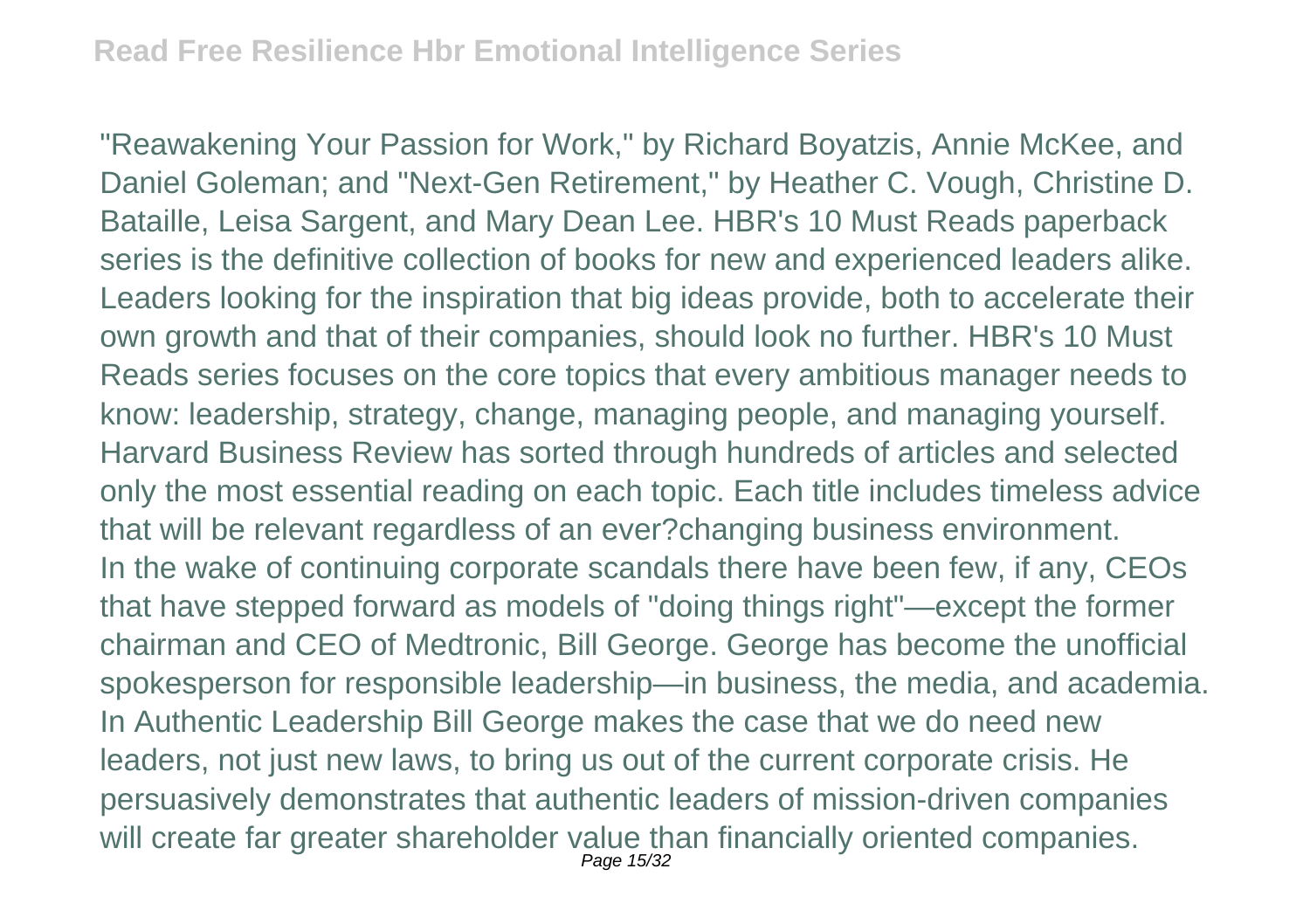"Reawakening Your Passion for Work," by Richard Boyatzis, Annie McKee, and Daniel Goleman; and "Next-Gen Retirement," by Heather C. Vough, Christine D. Bataille, Leisa Sargent, and Mary Dean Lee. HBR's 10 Must Reads paperback series is the definitive collection of books for new and experienced leaders alike. Leaders looking for the inspiration that big ideas provide, both to accelerate their own growth and that of their companies, should look no further. HBR's 10 Must Reads series focuses on the core topics that every ambitious manager needs to know: leadership, strategy, change, managing people, and managing yourself. Harvard Business Review has sorted through hundreds of articles and selected only the most essential reading on each topic. Each title includes timeless advice that will be relevant regardless of an ever?changing business environment.

In the wake of continuing corporate scandals there have been few, if any, CEOs that have stepped forward as models of "doing things right"—except the former chairman and CEO of Medtronic, Bill George. George has become the unofficial spokesperson for responsible leadership—in business, the media, and academia. In Authentic Leadership Bill George makes the case that we do need new leaders, not just new laws, to bring us out of the current corporate crisis. He persuasively demonstrates that authentic leaders of mission-driven companies will create far greater shareholder value than financially oriented companies.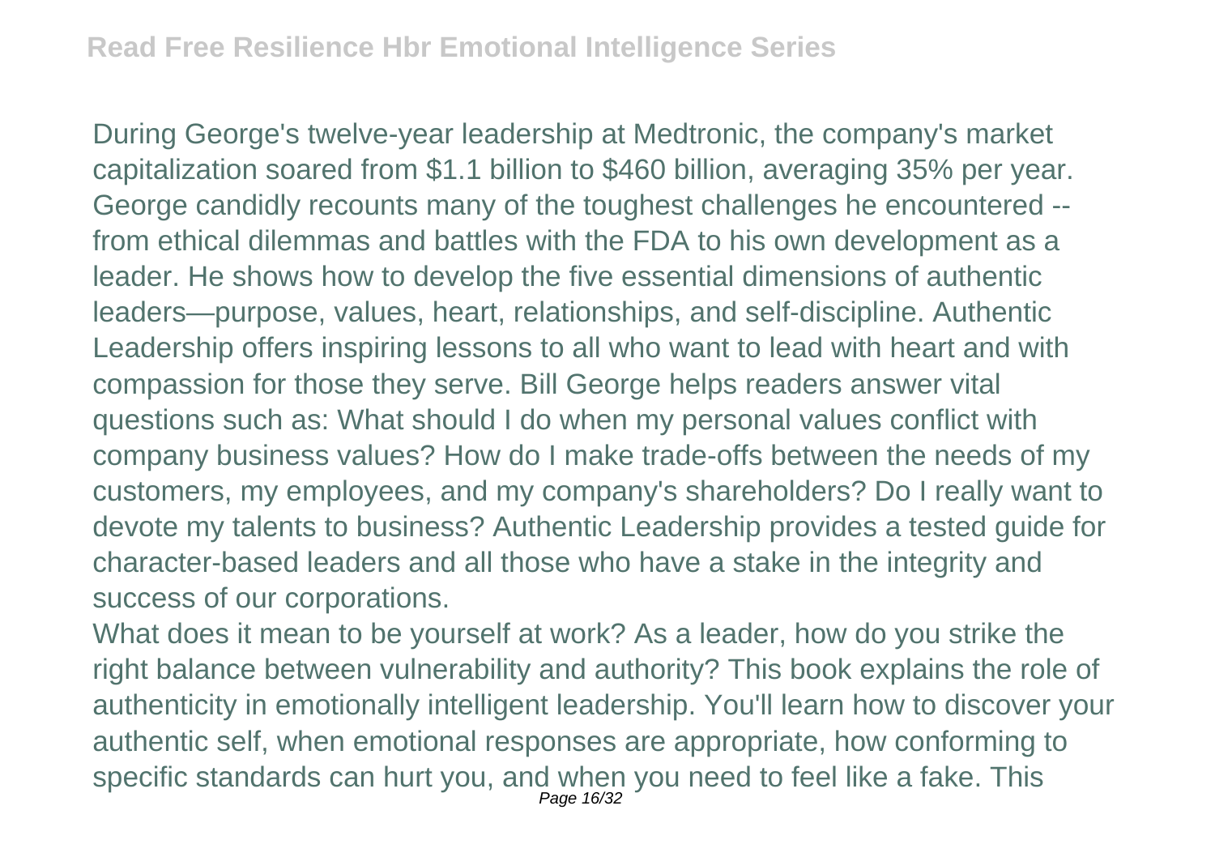During George's twelve-year leadership at Medtronic, the company's market capitalization soared from $1.1 billion to $460 billion, averaging 35% per year. George candidly recounts many of the toughest challenges he encountered -- from ethical dilemmas and battles with the FDA to his own development as a leader. He shows how to develop the five essential dimensions of authentic leaders—purpose, values, heart, relationships, and self-discipline. Authentic Leadership offers inspiring lessons to all who want to lead with heart and with compassion for those they serve. Bill George helps readers answer vital questions such as: What should I do when my personal values conflict with company business values? How do I make trade-offs between the needs of my customers, my employees, and my company's shareholders? Do I really want to devote my talents to business? Authentic Leadership provides a tested guide for character-based leaders and all those who have a stake in the integrity and success of our corporations.

What does it mean to be yourself at work? As a leader, how do you strike the right balance between vulnerability and authority? This book explains the role of authenticity in emotionally intelligent leadership. You'll learn how to discover your authentic self, when emotional responses are appropriate, how conforming to specific standards can hurt you, and when you need to feel like a fake. This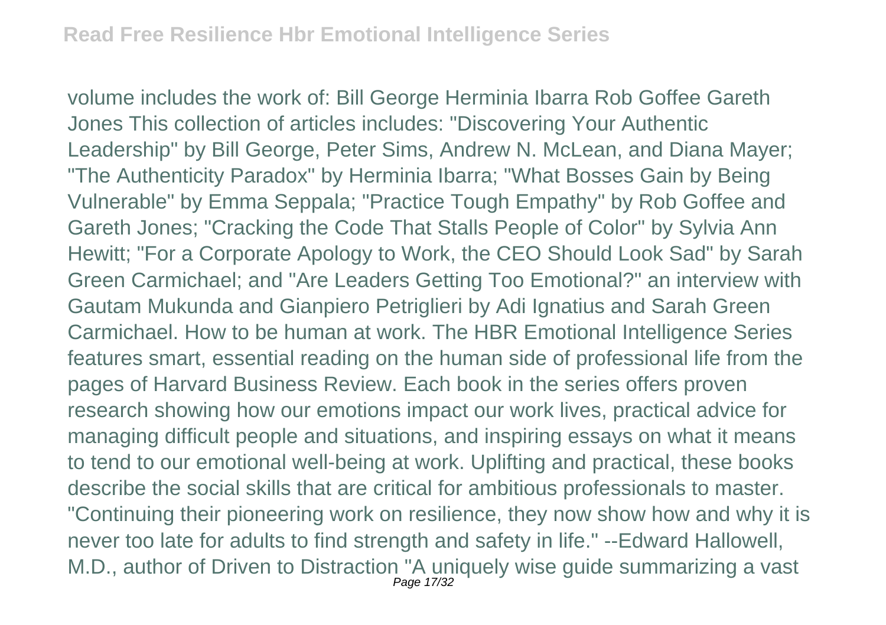volume includes the work of: Bill George Herminia Ibarra Rob Goffee Gareth Jones This collection of articles includes: "Discovering Your Authentic Leadership" by Bill George, Peter Sims, Andrew N. McLean, and Diana Mayer; "The Authenticity Paradox" by Herminia Ibarra; "What Bosses Gain by Being Vulnerable" by Emma Seppala; "Practice Tough Empathy" by Rob Goffee and Gareth Jones; "Cracking the Code That Stalls People of Color" by Sylvia Ann Hewitt; "For a Corporate Apology to Work, the CEO Should Look Sad" by Sarah Green Carmichael; and "Are Leaders Getting Too Emotional?" an interview with Gautam Mukunda and Gianpiero Petriglieri by Adi Ignatius and Sarah Green Carmichael. How to be human at work. The HBR Emotional Intelligence Series features smart, essential reading on the human side of professional life from the pages of Harvard Business Review. Each book in the series offers proven research showing how our emotions impact our work lives, practical advice for managing difficult people and situations, and inspiring essays on what it means to tend to our emotional well-being at work. Uplifting and practical, these books describe the social skills that are critical for ambitious professionals to master. "Continuing their pioneering work on resilience, they now show how and why it is never too late for adults to find strength and safety in life." --Edward Hallowell, M.D., author of Driven to Distraction "A uniquely wise guide summarizing a vast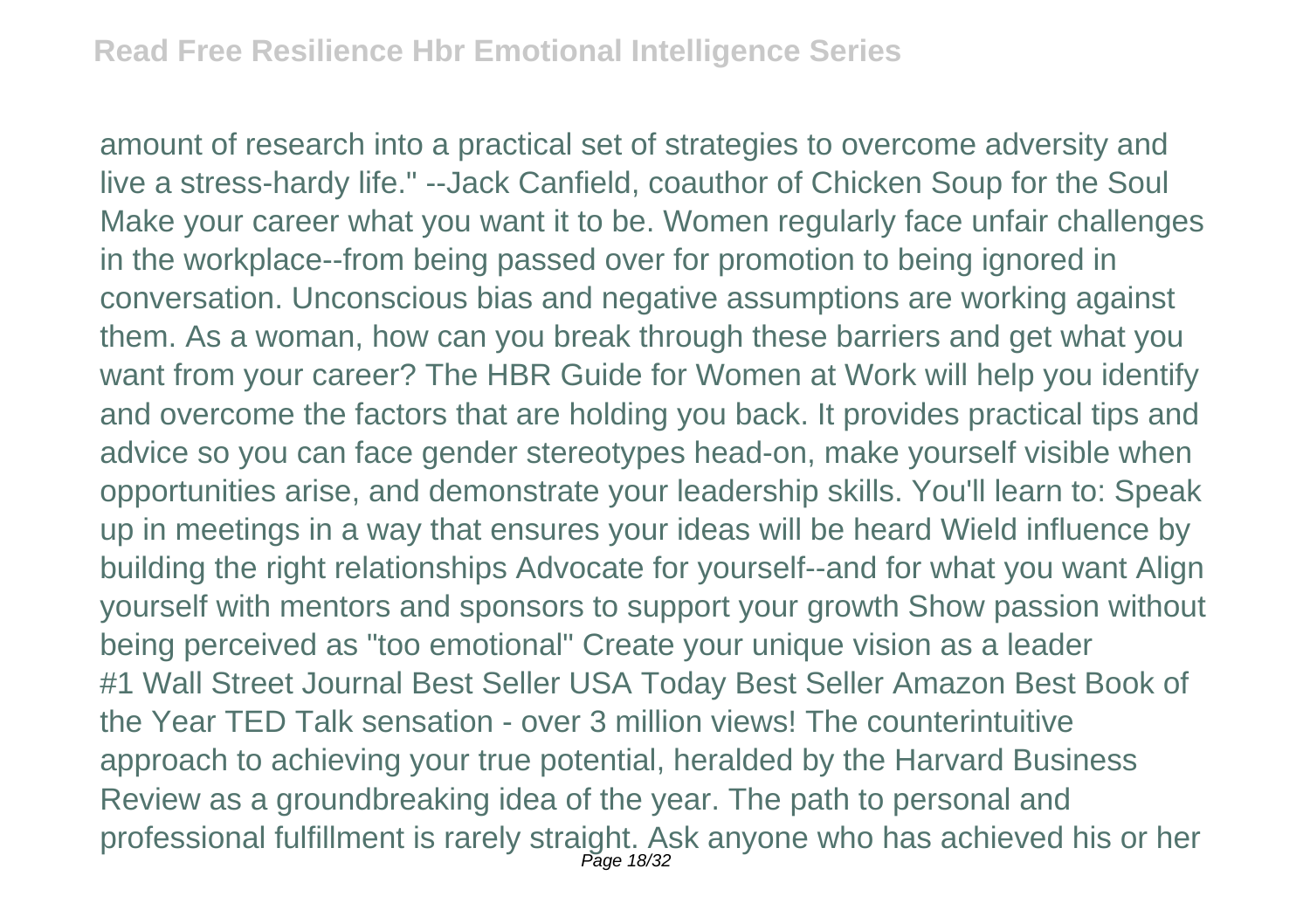amount of research into a practical set of strategies to overcome adversity and live a stress-hardy life." --Jack Canfield, coauthor of Chicken Soup for the Soul

Make your career what you want it to be. Women regularly face unfair challenges in the workplace--from being passed over for promotion to being ignored in conversation. Unconscious bias and negative assumptions are working against them. As a woman, how can you break through these barriers and get what you want from your career? The HBR Guide for Women at Work will help you identify and overcome the factors that are holding you back. It provides practical tips and advice so you can face gender stereotypes head-on, make yourself visible when opportunities arise, and demonstrate your leadership skills. You'll learn to: Speak up in meetings in a way that ensures your ideas will be heard Wield influence by building the right relationships Advocate for yourself--and for what you want Align yourself with mentors and sponsors to support your growth Show passion without being perceived as "too emotional" Create your unique vision as a leader

#1 Wall Street Journal Best Seller USA Today Best Seller Amazon Best Book of the Year TED Talk sensation - over 3 million views! The counterintuitive approach to achieving your true potential, heralded by the Harvard Business Review as a groundbreaking idea of the year. The path to personal and professional fulfillment is rarely straight. Ask anyone who has achieved his or her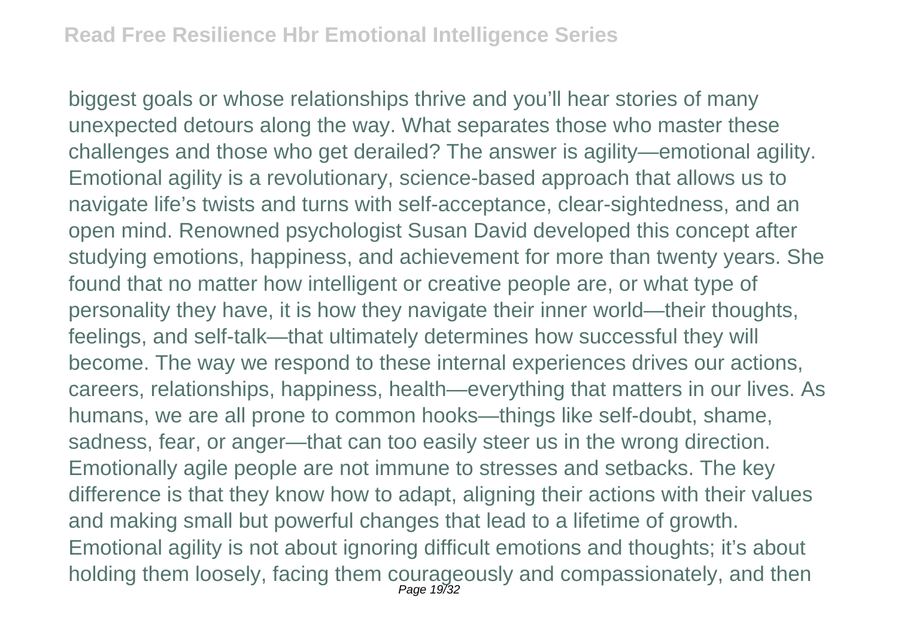biggest goals or whose relationships thrive and you'll hear stories of many unexpected detours along the way. What separates those who master these challenges and those who get derailed? The answer is agility—emotional agility. Emotional agility is a revolutionary, science-based approach that allows us to navigate life's twists and turns with self-acceptance, clear-sightedness, and an open mind. Renowned psychologist Susan David developed this concept after studying emotions, happiness, and achievement for more than twenty years. She found that no matter how intelligent or creative people are, or what type of personality they have, it is how they navigate their inner world—their thoughts, feelings, and self-talk—that ultimately determines how successful they will become. The way we respond to these internal experiences drives our actions, careers, relationships, happiness, health—everything that matters in our lives. As humans, we are all prone to common hooks—things like self-doubt, shame, sadness, fear, or anger—that can too easily steer us in the wrong direction. Emotionally agile people are not immune to stresses and setbacks. The key difference is that they know how to adapt, aligning their actions with their values and making small but powerful changes that lead to a lifetime of growth. Emotional agility is not about ignoring difficult emotions and thoughts; it's about holding them loosely, facing them courageously and compassionately, and then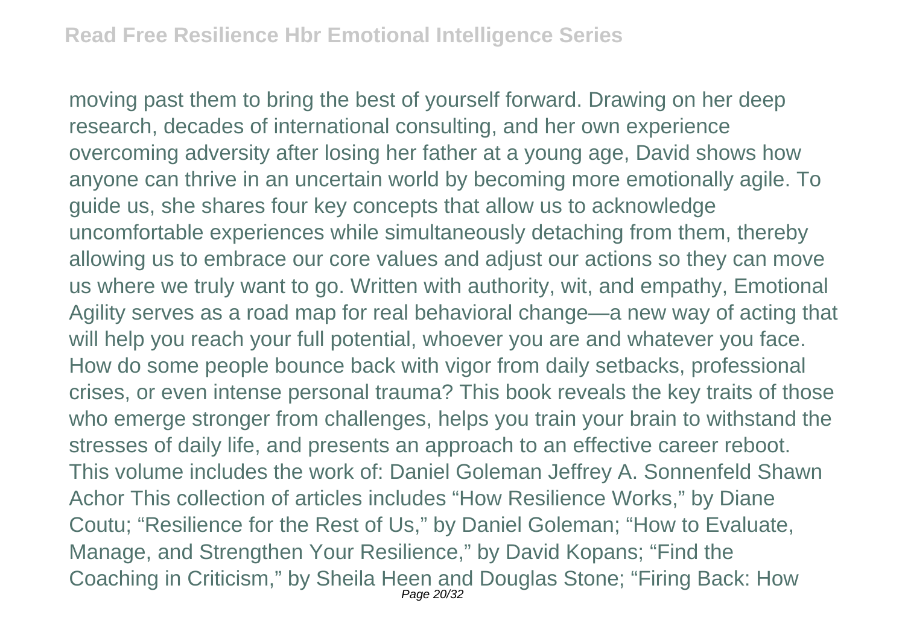moving past them to bring the best of yourself forward. Drawing on her deep research, decades of international consulting, and her own experience overcoming adversity after losing her father at a young age, David shows how anyone can thrive in an uncertain world by becoming more emotionally agile. To guide us, she shares four key concepts that allow us to acknowledge uncomfortable experiences while simultaneously detaching from them, thereby allowing us to embrace our core values and adjust our actions so they can move us where we truly want to go. Written with authority, wit, and empathy, Emotional Agility serves as a road map for real behavioral change—a new way of acting that will help you reach your full potential, whoever you are and whatever you face. How do some people bounce back with vigor from daily setbacks, professional crises, or even intense personal trauma? This book reveals the key traits of those who emerge stronger from challenges, helps you train your brain to withstand the stresses of daily life, and presents an approach to an effective career reboot. This volume includes the work of: Daniel Goleman Jeffrey A. Sonnenfeld Shawn Achor This collection of articles includes "How Resilience Works," by Diane Coutu; "Resilience for the Rest of Us," by Daniel Goleman; "How to Evaluate, Manage, and Strengthen Your Resilience," by David Kopans; "Find the Coaching in Criticism," by Sheila Heen and Douglas Stone; "Firing Back: How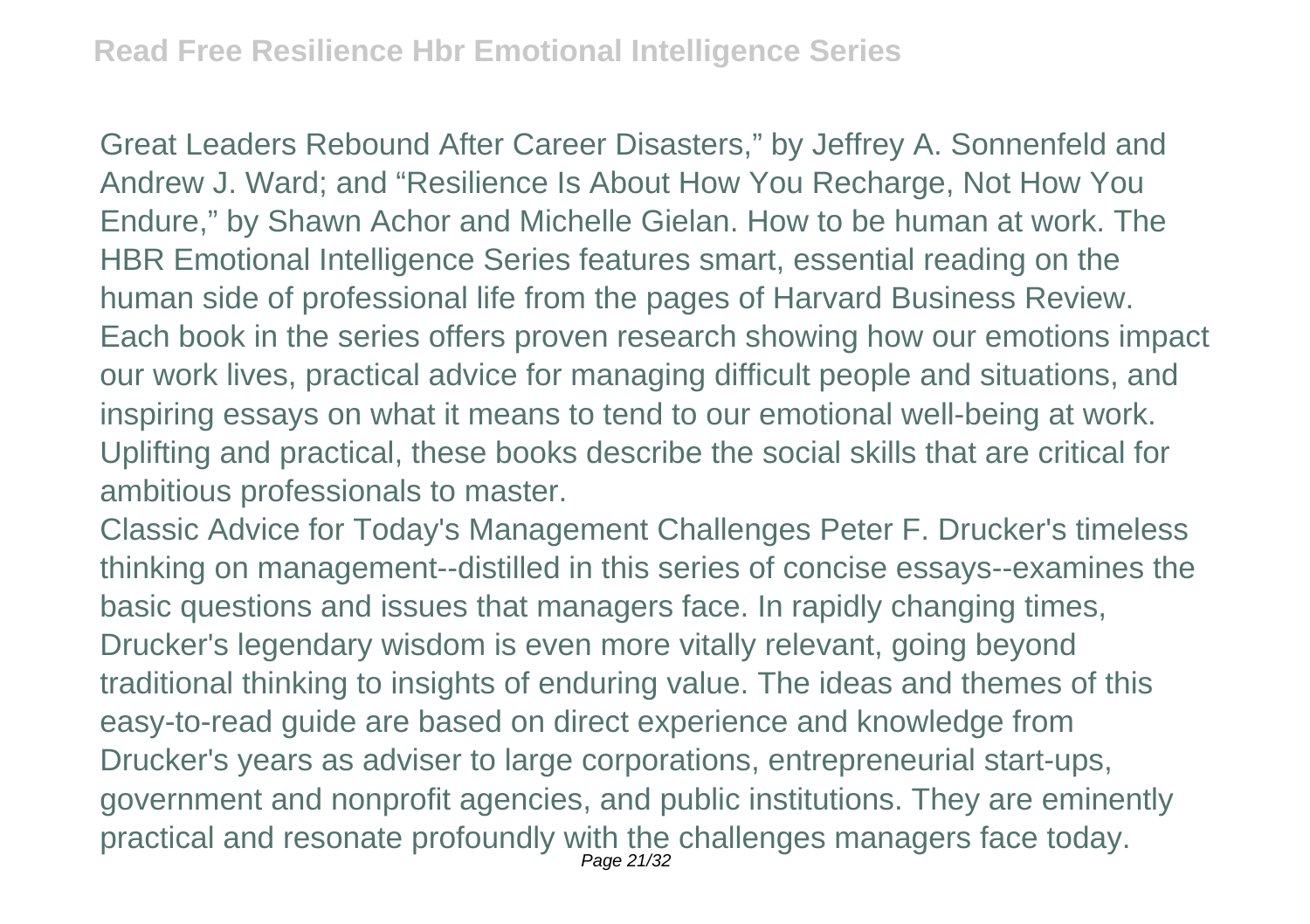Great Leaders Rebound After Career Disasters," by Jeffrey A. Sonnenfeld and Andrew J. Ward; and "Resilience Is About How You Recharge, Not How You Endure," by Shawn Achor and Michelle Gielan. How to be human at work. The HBR Emotional Intelligence Series features smart, essential reading on the human side of professional life from the pages of Harvard Business Review. Each book in the series offers proven research showing how our emotions impact our work lives, practical advice for managing difficult people and situations, and inspiring essays on what it means to tend to our emotional well-being at work. Uplifting and practical, these books describe the social skills that are critical for ambitious professionals to master.

Classic Advice for Today's Management Challenges Peter F. Drucker's timeless thinking on management--distilled in this series of concise essays--examines the basic questions and issues that managers face. In rapidly changing times, Drucker's legendary wisdom is even more vitally relevant, going beyond traditional thinking to insights of enduring value. The ideas and themes of this easy-to-read guide are based on direct experience and knowledge from Drucker's years as adviser to large corporations, entrepreneurial start-ups, government and nonprofit agencies, and public institutions. They are eminently practical and resonate profoundly with the challenges managers face today.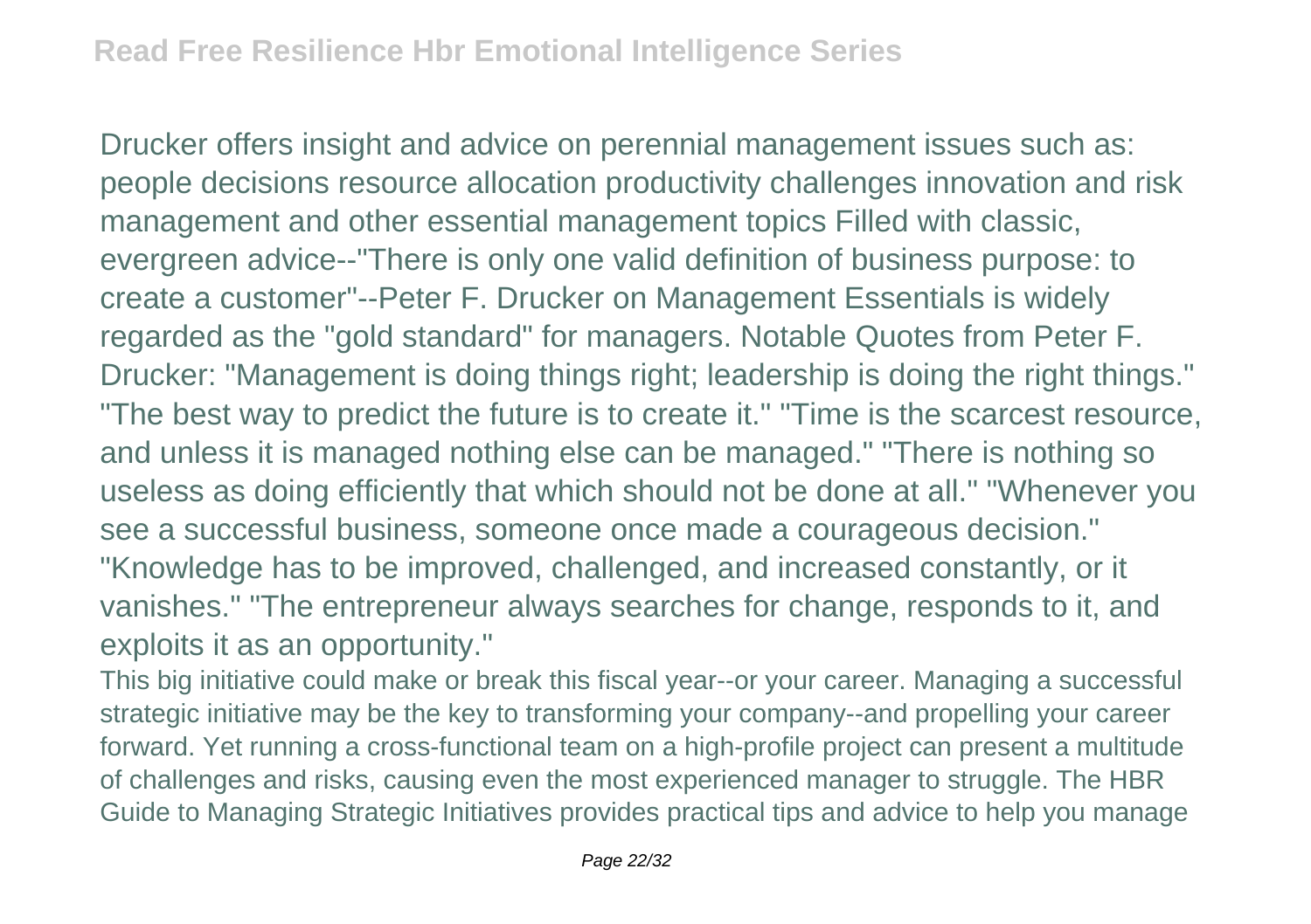Drucker offers insight and advice on perennial management issues such as: people decisions resource allocation productivity challenges innovation and risk management and other essential management topics Filled with classic, evergreen advice--"There is only one valid definition of business purpose: to create a customer"--Peter F. Drucker on Management Essentials is widely regarded as the "gold standard" for managers. Notable Quotes from Peter F. Drucker: "Management is doing things right; leadership is doing the right things." "The best way to predict the future is to create it." "Time is the scarcest resource, and unless it is managed nothing else can be managed." "There is nothing so useless as doing efficiently that which should not be done at all." "Whenever you see a successful business, someone once made a courageous decision." "Knowledge has to be improved, challenged, and increased constantly, or it vanishes." "The entrepreneur always searches for change, responds to it, and exploits it as an opportunity."

This big initiative could make or break this fiscal year--or your career. Managing a successful strategic initiative may be the key to transforming your company--and propelling your career forward. Yet running a cross-functional team on a high-profile project can present a multitude of challenges and risks, causing even the most experienced manager to struggle. The HBR Guide to Managing Strategic Initiatives provides practical tips and advice to help you manage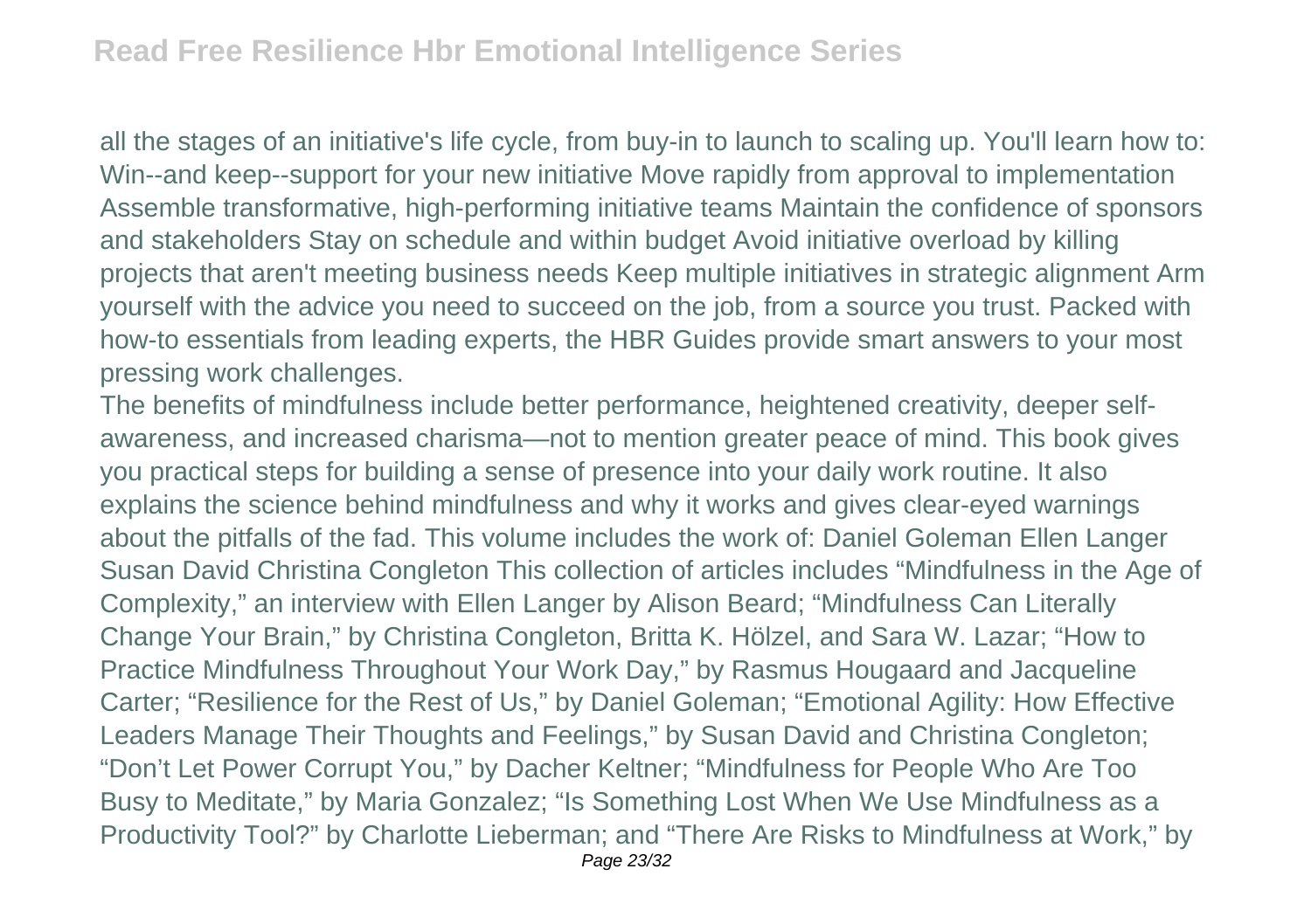all the stages of an initiative's life cycle, from buy-in to launch to scaling up. You'll learn how to: Win--and keep--support for your new initiative Move rapidly from approval to implementation Assemble transformative, high-performing initiative teams Maintain the confidence of sponsors and stakeholders Stay on schedule and within budget Avoid initiative overload by killing projects that aren't meeting business needs Keep multiple initiatives in strategic alignment Arm yourself with the advice you need to succeed on the job, from a source you trust. Packed with how-to essentials from leading experts, the HBR Guides provide smart answers to your most pressing work challenges.

The benefits of mindfulness include better performance, heightened creativity, deeper self-awareness, and increased charisma—not to mention greater peace of mind. This book gives you practical steps for building a sense of presence into your daily work routine. It also explains the science behind mindfulness and why it works and gives clear-eyed warnings about the pitfalls of the fad. This volume includes the work of: Daniel Goleman Ellen Langer Susan David Christina Congleton This collection of articles includes "Mindfulness in the Age of Complexity," an interview with Ellen Langer by Alison Beard; "Mindfulness Can Literally Change Your Brain," by Christina Congleton, Britta K. Hölzel, and Sara W. Lazar; "How to Practice Mindfulness Throughout Your Work Day," by Rasmus Hougaard and Jacqueline Carter; "Resilience for the Rest of Us," by Daniel Goleman; "Emotional Agility: How Effective Leaders Manage Their Thoughts and Feelings," by Susan David and Christina Congleton; "Don't Let Power Corrupt You," by Dacher Keltner; "Mindfulness for People Who Are Too Busy to Meditate," by Maria Gonzalez; "Is Something Lost When We Use Mindfulness as a Productivity Tool?" by Charlotte Lieberman; and "There Are Risks to Mindfulness at Work," by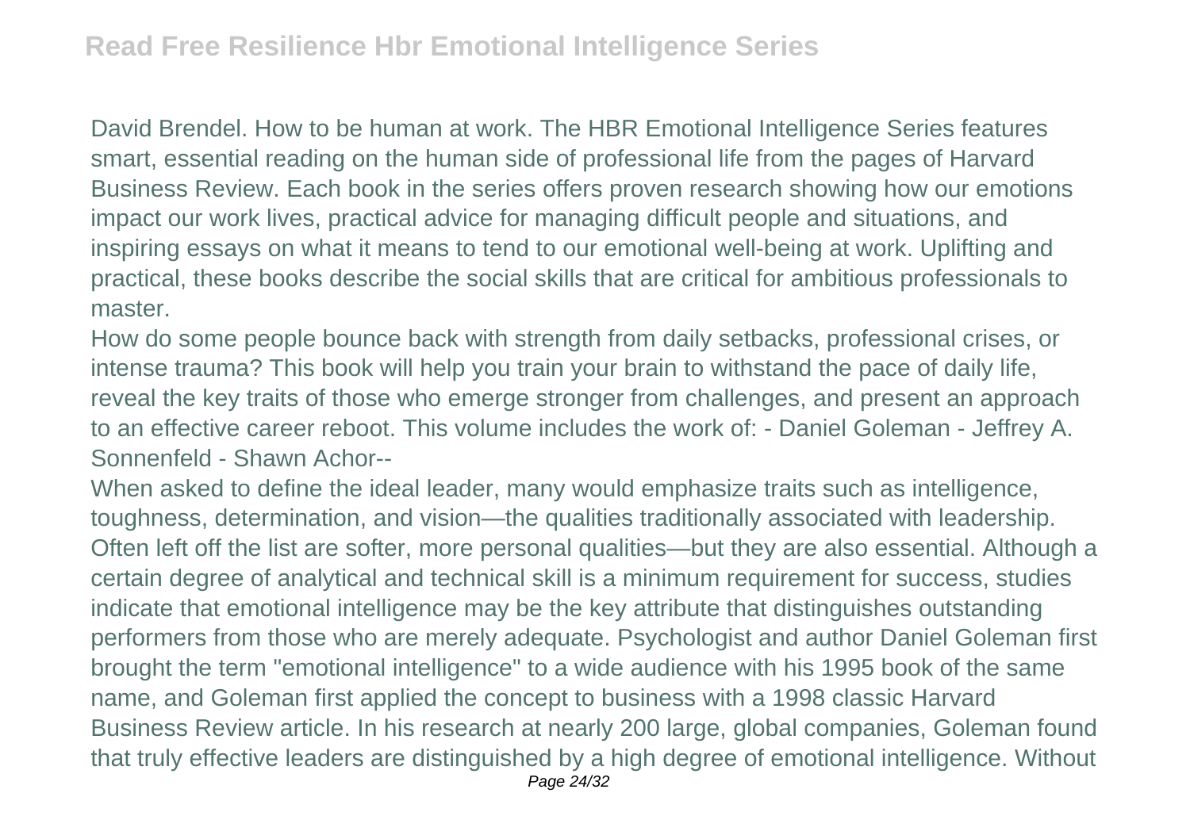David Brendel. How to be human at work. The HBR Emotional Intelligence Series features smart, essential reading on the human side of professional life from the pages of Harvard Business Review. Each book in the series offers proven research showing how our emotions impact our work lives, practical advice for managing difficult people and situations, and inspiring essays on what it means to tend to our emotional well-being at work. Uplifting and practical, these books describe the social skills that are critical for ambitious professionals to master.

How do some people bounce back with strength from daily setbacks, professional crises, or intense trauma? This book will help you train your brain to withstand the pace of daily life, reveal the key traits of those who emerge stronger from challenges, and present an approach to an effective career reboot. This volume includes the work of: - Daniel Goleman - Jeffrey A. Sonnenfeld - Shawn Achor--

When asked to define the ideal leader, many would emphasize traits such as intelligence, toughness, determination, and vision—the qualities traditionally associated with leadership. Often left off the list are softer, more personal qualities—but they are also essential. Although a certain degree of analytical and technical skill is a minimum requirement for success, studies indicate that emotional intelligence may be the key attribute that distinguishes outstanding performers from those who are merely adequate. Psychologist and author Daniel Goleman first brought the term "emotional intelligence" to a wide audience with his 1995 book of the same name, and Goleman first applied the concept to business with a 1998 classic Harvard Business Review article. In his research at nearly 200 large, global companies, Goleman found that truly effective leaders are distinguished by a high degree of emotional intelligence. Without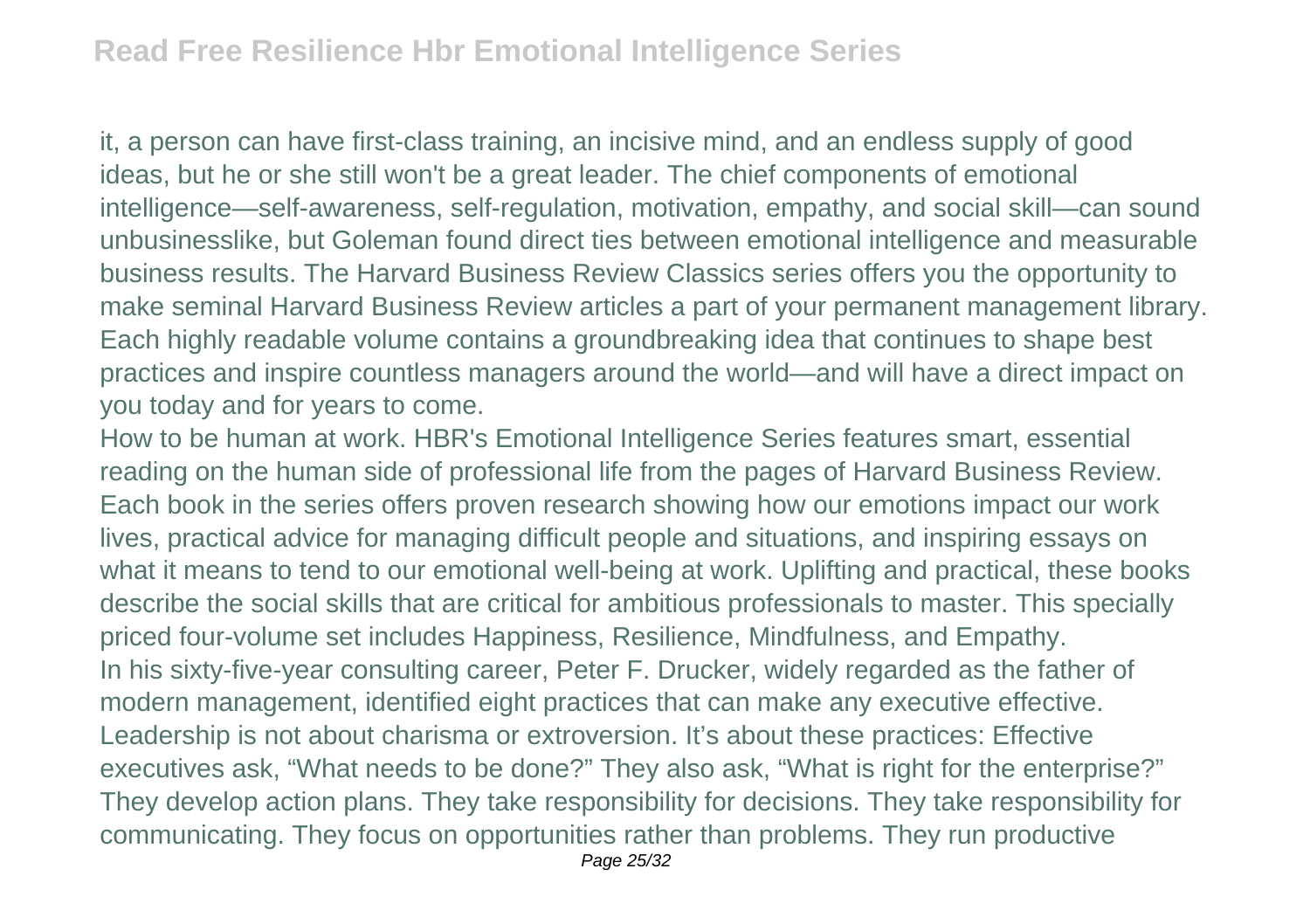it, a person can have first-class training, an incisive mind, and an endless supply of good ideas, but he or she still won't be a great leader. The chief components of emotional intelligence—self-awareness, self-regulation, motivation, empathy, and social skill—can sound unbusinesslike, but Goleman found direct ties between emotional intelligence and measurable business results. The Harvard Business Review Classics series offers you the opportunity to make seminal Harvard Business Review articles a part of your permanent management library. Each highly readable volume contains a groundbreaking idea that continues to shape best practices and inspire countless managers around the world—and will have a direct impact on you today and for years to come.

How to be human at work. HBR's Emotional Intelligence Series features smart, essential reading on the human side of professional life from the pages of Harvard Business Review. Each book in the series offers proven research showing how our emotions impact our work lives, practical advice for managing difficult people and situations, and inspiring essays on what it means to tend to our emotional well-being at work. Uplifting and practical, these books describe the social skills that are critical for ambitious professionals to master. This specially priced four-volume set includes Happiness, Resilience, Mindfulness, and Empathy.

In his sixty-five-year consulting career, Peter F. Drucker, widely regarded as the father of modern management, identified eight practices that can make any executive effective. Leadership is not about charisma or extroversion. It's about these practices: Effective executives ask, “What needs to be done?” They also ask, “What is right for the enterprise?” They develop action plans. They take responsibility for decisions. They take responsibility for communicating. They focus on opportunities rather than problems. They run productive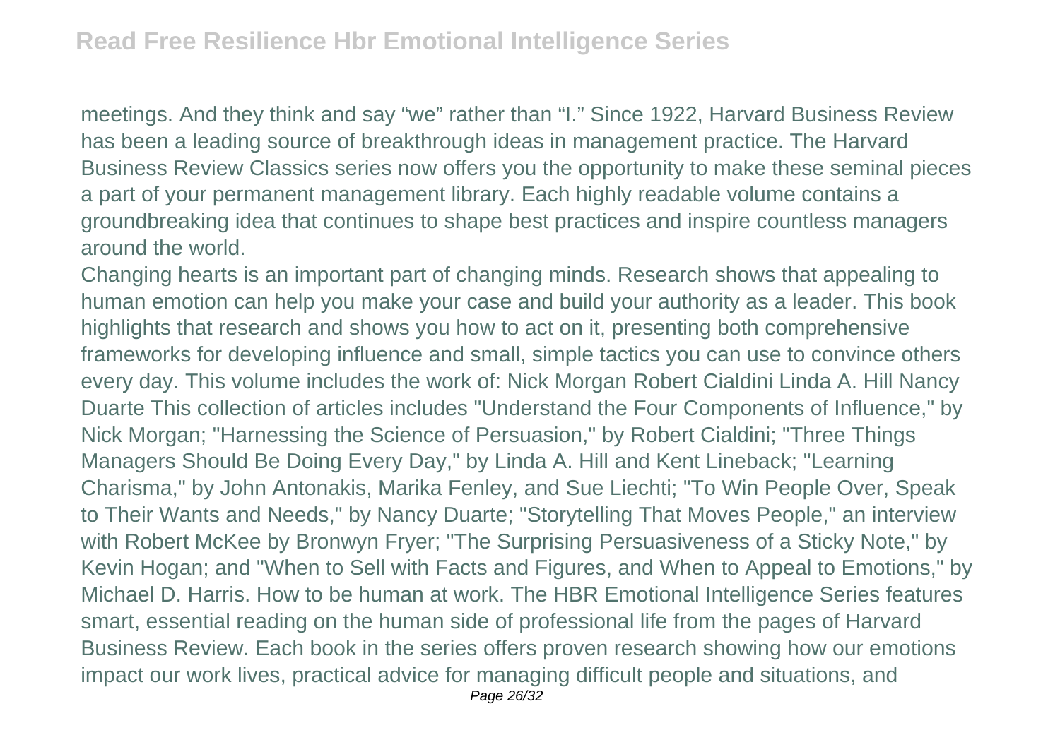meetings. And they think and say “we” rather than “I.” Since 1922, Harvard Business Review has been a leading source of breakthrough ideas in management practice. The Harvard Business Review Classics series now offers you the opportunity to make these seminal pieces a part of your permanent management library. Each highly readable volume contains a groundbreaking idea that continues to shape best practices and inspire countless managers around the world.

Changing hearts is an important part of changing minds. Research shows that appealing to human emotion can help you make your case and build your authority as a leader. This book highlights that research and shows you how to act on it, presenting both comprehensive frameworks for developing influence and small, simple tactics you can use to convince others every day. This volume includes the work of: Nick Morgan Robert Cialdini Linda A. Hill Nancy Duarte This collection of articles includes "Understand the Four Components of Influence," by Nick Morgan; "Harnessing the Science of Persuasion," by Robert Cialdini; "Three Things Managers Should Be Doing Every Day," by Linda A. Hill and Kent Lineback; "Learning Charisma," by John Antonakis, Marika Fenley, and Sue Liechti; "To Win People Over, Speak to Their Wants and Needs," by Nancy Duarte; "Storytelling That Moves People," an interview with Robert McKee by Bronwyn Fryer; "The Surprising Persuasiveness of a Sticky Note," by Kevin Hogan; and "When to Sell with Facts and Figures, and When to Appeal to Emotions," by Michael D. Harris. How to be human at work. The HBR Emotional Intelligence Series features smart, essential reading on the human side of professional life from the pages of Harvard Business Review. Each book in the series offers proven research showing how our emotions impact our work lives, practical advice for managing difficult people and situations, and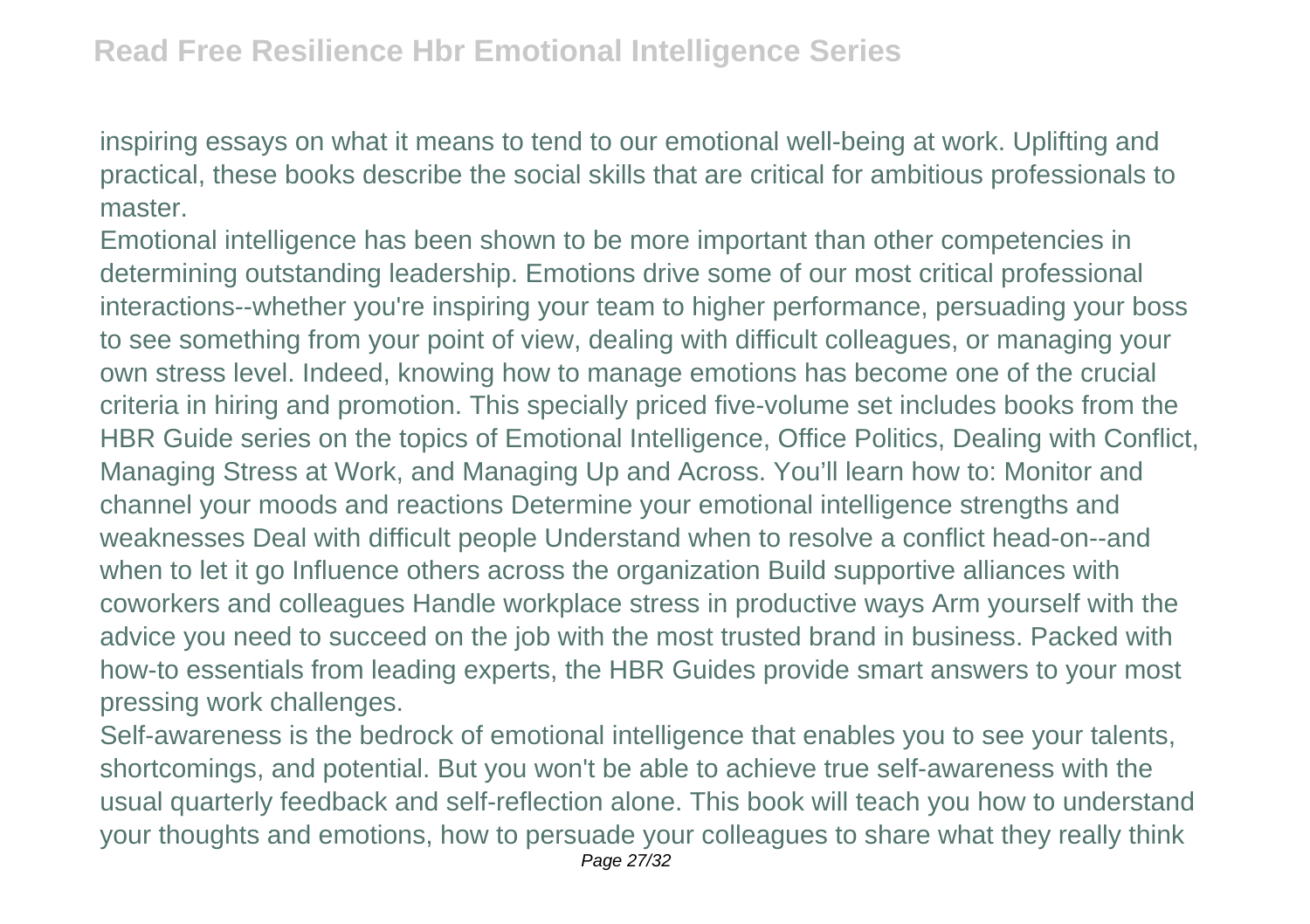inspiring essays on what it means to tend to our emotional well-being at work. Uplifting and practical, these books describe the social skills that are critical for ambitious professionals to master.

Emotional intelligence has been shown to be more important than other competencies in determining outstanding leadership. Emotions drive some of our most critical professional interactions--whether you're inspiring your team to higher performance, persuading your boss to see something from your point of view, dealing with difficult colleagues, or managing your own stress level. Indeed, knowing how to manage emotions has become one of the crucial criteria in hiring and promotion. This specially priced five-volume set includes books from the HBR Guide series on the topics of Emotional Intelligence, Office Politics, Dealing with Conflict, Managing Stress at Work, and Managing Up and Across. You'll learn how to: Monitor and channel your moods and reactions Determine your emotional intelligence strengths and weaknesses Deal with difficult people Understand when to resolve a conflict head-on--and when to let it go Influence others across the organization Build supportive alliances with coworkers and colleagues Handle workplace stress in productive ways Arm yourself with the advice you need to succeed on the job with the most trusted brand in business. Packed with how-to essentials from leading experts, the HBR Guides provide smart answers to your most pressing work challenges.

Self-awareness is the bedrock of emotional intelligence that enables you to see your talents, shortcomings, and potential. But you won't be able to achieve true self-awareness with the usual quarterly feedback and self-reflection alone. This book will teach you how to understand your thoughts and emotions, how to persuade your colleagues to share what they really think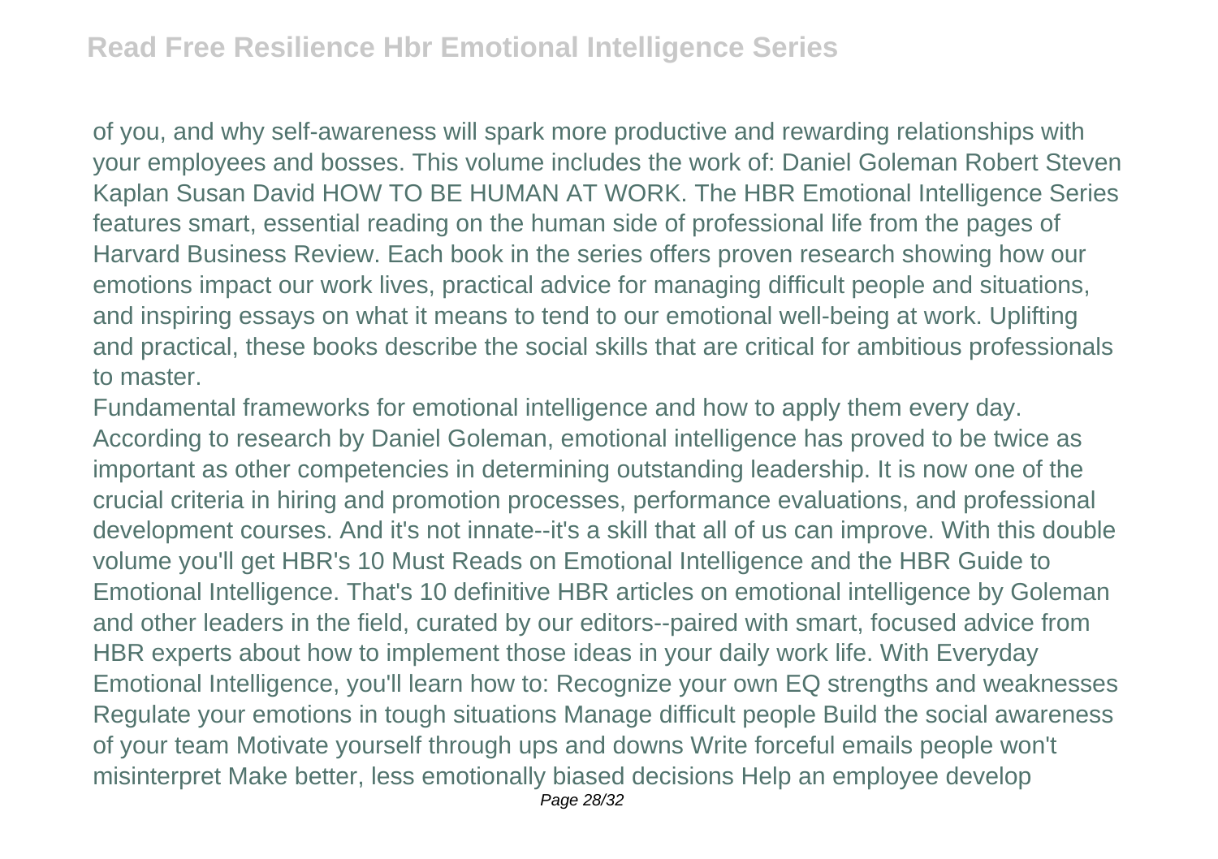of you, and why self-awareness will spark more productive and rewarding relationships with your employees and bosses. This volume includes the work of: Daniel Goleman Robert Steven Kaplan Susan David HOW TO BE HUMAN AT WORK. The HBR Emotional Intelligence Series features smart, essential reading on the human side of professional life from the pages of Harvard Business Review. Each book in the series offers proven research showing how our emotions impact our work lives, practical advice for managing difficult people and situations, and inspiring essays on what it means to tend to our emotional well-being at work. Uplifting and practical, these books describe the social skills that are critical for ambitious professionals to master.

Fundamental frameworks for emotional intelligence and how to apply them every day. According to research by Daniel Goleman, emotional intelligence has proved to be twice as important as other competencies in determining outstanding leadership. It is now one of the crucial criteria in hiring and promotion processes, performance evaluations, and professional development courses. And it's not innate--it's a skill that all of us can improve. With this double volume you'll get HBR's 10 Must Reads on Emotional Intelligence and the HBR Guide to Emotional Intelligence. That's 10 definitive HBR articles on emotional intelligence by Goleman and other leaders in the field, curated by our editors--paired with smart, focused advice from HBR experts about how to implement those ideas in your daily work life. With Everyday Emotional Intelligence, you'll learn how to: Recognize your own EQ strengths and weaknesses Regulate your emotions in tough situations Manage difficult people Build the social awareness of your team Motivate yourself through ups and downs Write forceful emails people won't misinterpret Make better, less emotionally biased decisions Help an employee develop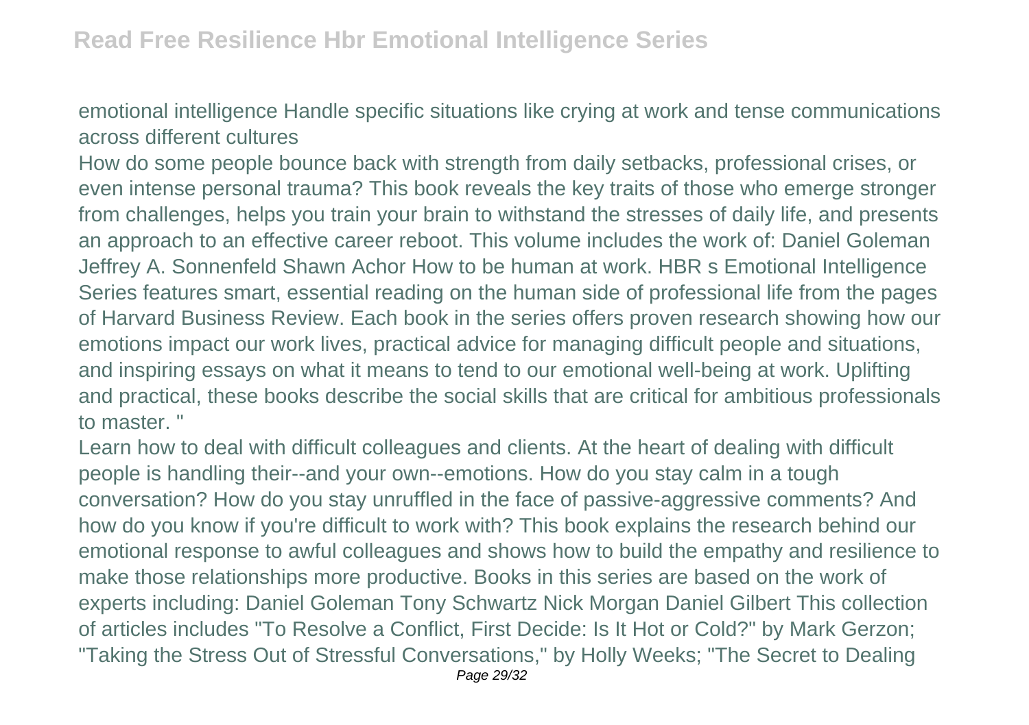emotional intelligence Handle specific situations like crying at work and tense communications across different cultures

How do some people bounce back with strength from daily setbacks, professional crises, or even intense personal trauma? This book reveals the key traits of those who emerge stronger from challenges, helps you train your brain to withstand the stresses of daily life, and presents an approach to an effective career reboot. This volume includes the work of: Daniel Goleman Jeffrey A. Sonnenfeld Shawn Achor How to be human at work. HBR s Emotional Intelligence Series features smart, essential reading on the human side of professional life from the pages of Harvard Business Review. Each book in the series offers proven research showing how our emotions impact our work lives, practical advice for managing difficult people and situations, and inspiring essays on what it means to tend to our emotional well-being at work. Uplifting and practical, these books describe the social skills that are critical for ambitious professionals to master. "

Learn how to deal with difficult colleagues and clients. At the heart of dealing with difficult people is handling their--and your own--emotions. How do you stay calm in a tough conversation? How do you stay unruffled in the face of passive-aggressive comments? And how do you know if you're difficult to work with? This book explains the research behind our emotional response to awful colleagues and shows how to build the empathy and resilience to make those relationships more productive. Books in this series are based on the work of experts including: Daniel Goleman Tony Schwartz Nick Morgan Daniel Gilbert This collection of articles includes "To Resolve a Conflict, First Decide: Is It Hot or Cold?" by Mark Gerzon; "Taking the Stress Out of Stressful Conversations," by Holly Weeks; "The Secret to Dealing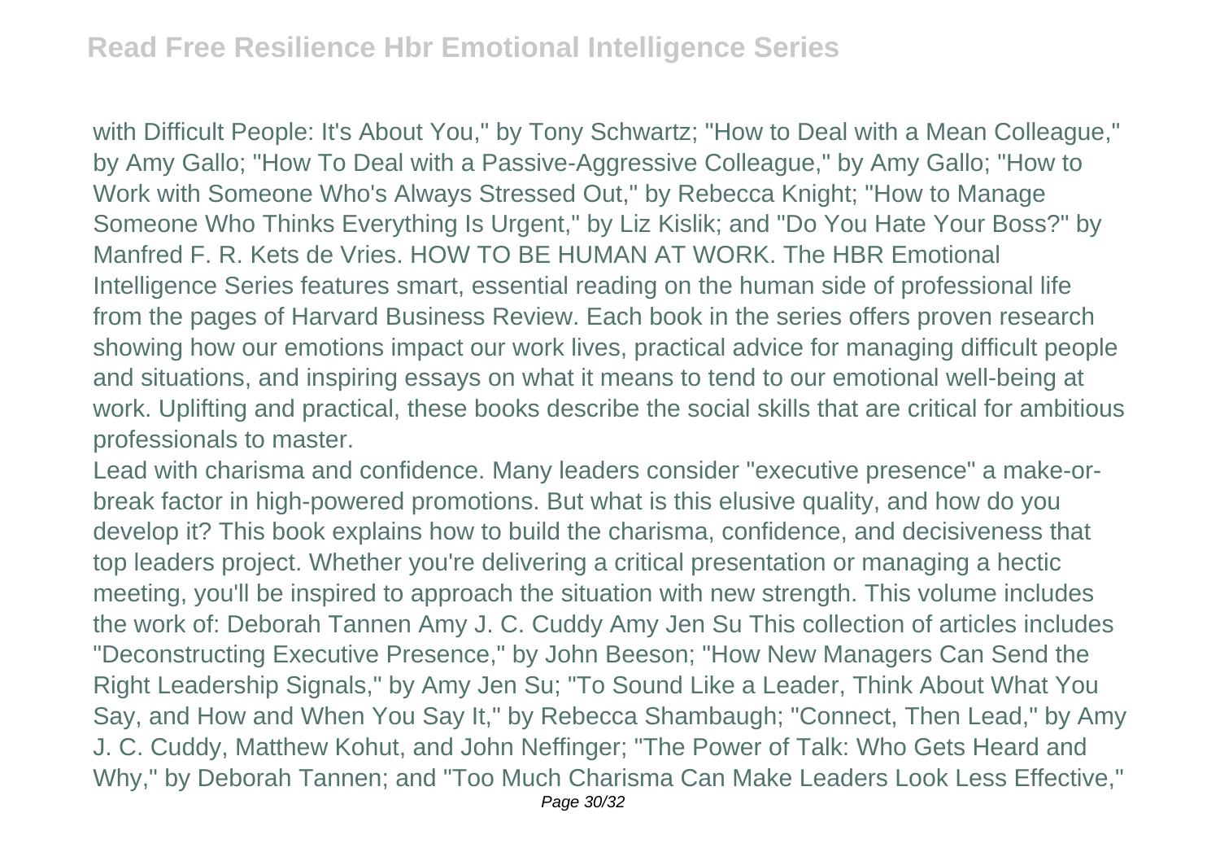with Difficult People: It's About You," by Tony Schwartz; "How to Deal with a Mean Colleague," by Amy Gallo; "How To Deal with a Passive-Aggressive Colleague," by Amy Gallo; "How to Work with Someone Who's Always Stressed Out," by Rebecca Knight; "How to Manage Someone Who Thinks Everything Is Urgent," by Liz Kislik; and "Do You Hate Your Boss?" by Manfred F. R. Kets de Vries. HOW TO BE HUMAN AT WORK. The HBR Emotional Intelligence Series features smart, essential reading on the human side of professional life from the pages of Harvard Business Review. Each book in the series offers proven research showing how our emotions impact our work lives, practical advice for managing difficult people and situations, and inspiring essays on what it means to tend to our emotional well-being at work. Uplifting and practical, these books describe the social skills that are critical for ambitious professionals to master.

Lead with charisma and confidence. Many leaders consider "executive presence" a make-or-break factor in high-powered promotions. But what is this elusive quality, and how do you develop it? This book explains how to build the charisma, confidence, and decisiveness that top leaders project. Whether you're delivering a critical presentation or managing a hectic meeting, you'll be inspired to approach the situation with new strength. This volume includes the work of: Deborah Tannen Amy J. C. Cuddy Amy Jen Su This collection of articles includes "Deconstructing Executive Presence," by John Beeson; "How New Managers Can Send the Right Leadership Signals," by Amy Jen Su; "To Sound Like a Leader, Think About What You Say, and How and When You Say It," by Rebecca Shambaugh; "Connect, Then Lead," by Amy J. C. Cuddy, Matthew Kohut, and John Neffinger; "The Power of Talk: Who Gets Heard and Why," by Deborah Tannen; and "Too Much Charisma Can Make Leaders Look Less Effective,"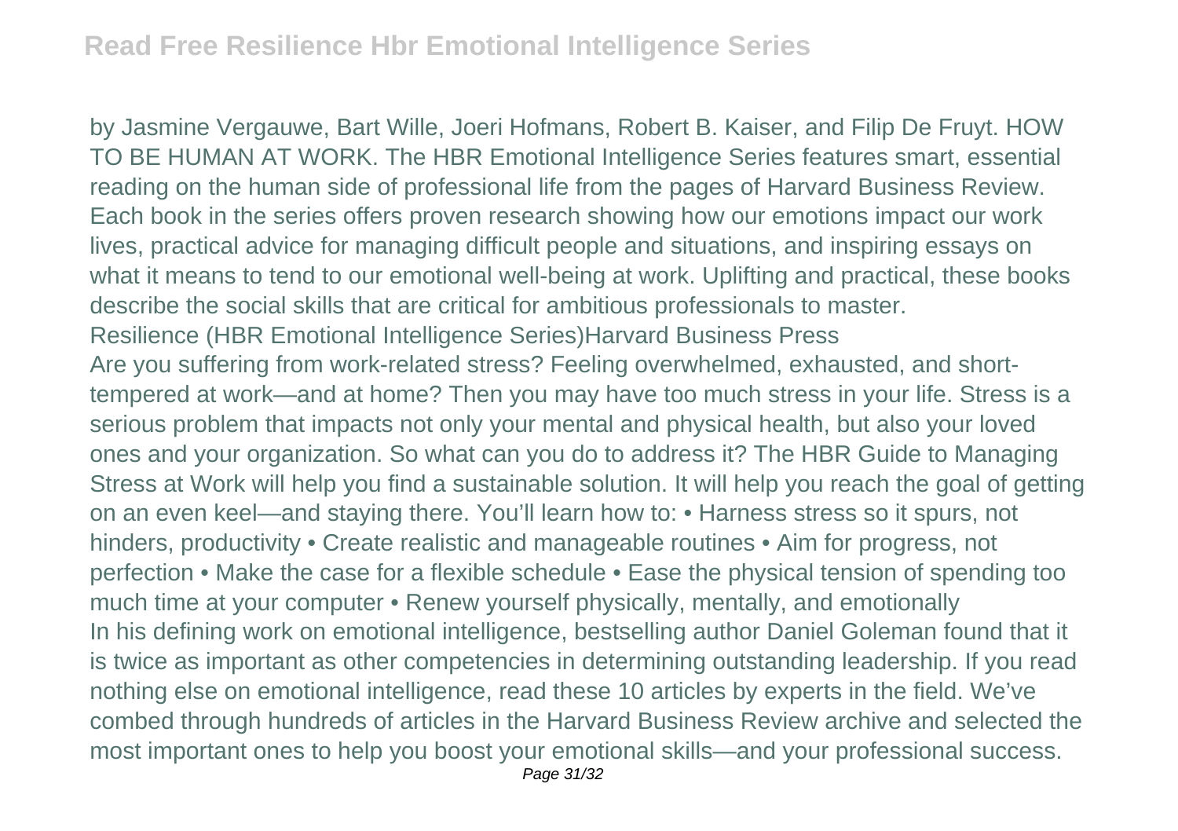by Jasmine Vergauwe, Bart Wille, Joeri Hofmans, Robert B. Kaiser, and Filip De Fruyt. HOW TO BE HUMAN AT WORK. The HBR Emotional Intelligence Series features smart, essential reading on the human side of professional life from the pages of Harvard Business Review. Each book in the series offers proven research showing how our emotions impact our work lives, practical advice for managing difficult people and situations, and inspiring essays on what it means to tend to our emotional well-being at work. Uplifting and practical, these books describe the social skills that are critical for ambitious professionals to master.

Resilience (HBR Emotional Intelligence Series)Harvard Business Press

Are you suffering from work-related stress? Feeling overwhelmed, exhausted, and short-tempered at work—and at home? Then you may have too much stress in your life. Stress is a serious problem that impacts not only your mental and physical health, but also your loved ones and your organization. So what can you do to address it? The HBR Guide to Managing Stress at Work will help you find a sustainable solution. It will help you reach the goal of getting on an even keel—and staying there. You'll learn how to: • Harness stress so it spurs, not hinders, productivity • Create realistic and manageable routines • Aim for progress, not perfection • Make the case for a flexible schedule • Ease the physical tension of spending too much time at your computer • Renew yourself physically, mentally, and emotionally

In his defining work on emotional intelligence, bestselling author Daniel Goleman found that it is twice as important as other competencies in determining outstanding leadership. If you read nothing else on emotional intelligence, read these 10 articles by experts in the field. We've combed through hundreds of articles in the Harvard Business Review archive and selected the most important ones to help you boost your emotional skills—and your professional success.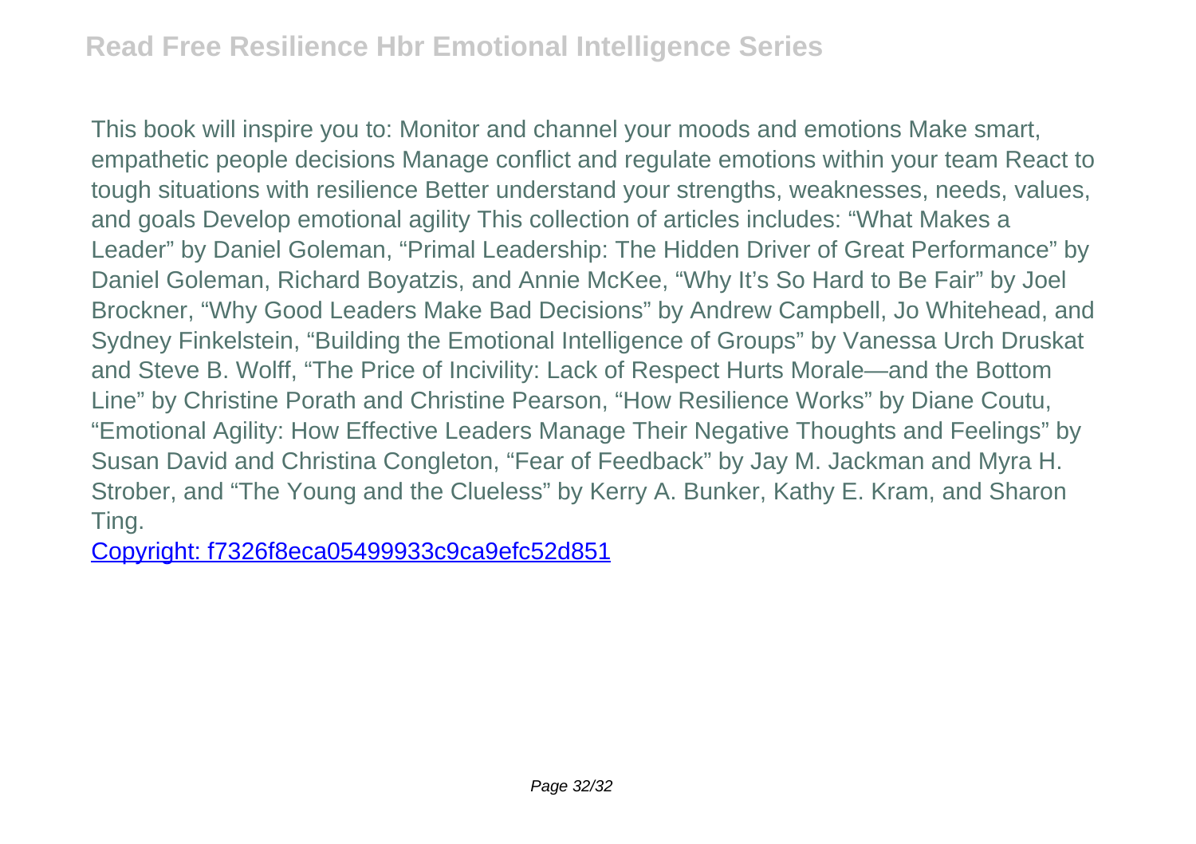This book will inspire you to: Monitor and channel your moods and emotions Make smart, empathetic people decisions Manage conflict and regulate emotions within your team React to tough situations with resilience Better understand your strengths, weaknesses, needs, values, and goals Develop emotional agility This collection of articles includes: “What Makes a Leader” by Daniel Goleman, “Primal Leadership: The Hidden Driver of Great Performance” by Daniel Goleman, Richard Boyatzis, and Annie McKee, “Why It’s So Hard to Be Fair” by Joel Brockner, “Why Good Leaders Make Bad Decisions” by Andrew Campbell, Jo Whitehead, and Sydney Finkelstein, “Building the Emotional Intelligence of Groups” by Vanessa Urch Druskat and Steve B. Wolff, “The Price of Incivility: Lack of Respect Hurts Morale—and the Bottom Line” by Christine Porath and Christine Pearson, “How Resilience Works” by Diane Coutu, “Emotional Agility: How Effective Leaders Manage Their Negative Thoughts and Feelings” by Susan David and Christina Congleton, “Fear of Feedback” by Jay M. Jackman and Myra H. Strober, and “The Young and the Clueless” by Kerry A. Bunker, Kathy E. Kram, and Sharon Ting.

Copyright: f7326f8eca05499933c9ca9efc52d851